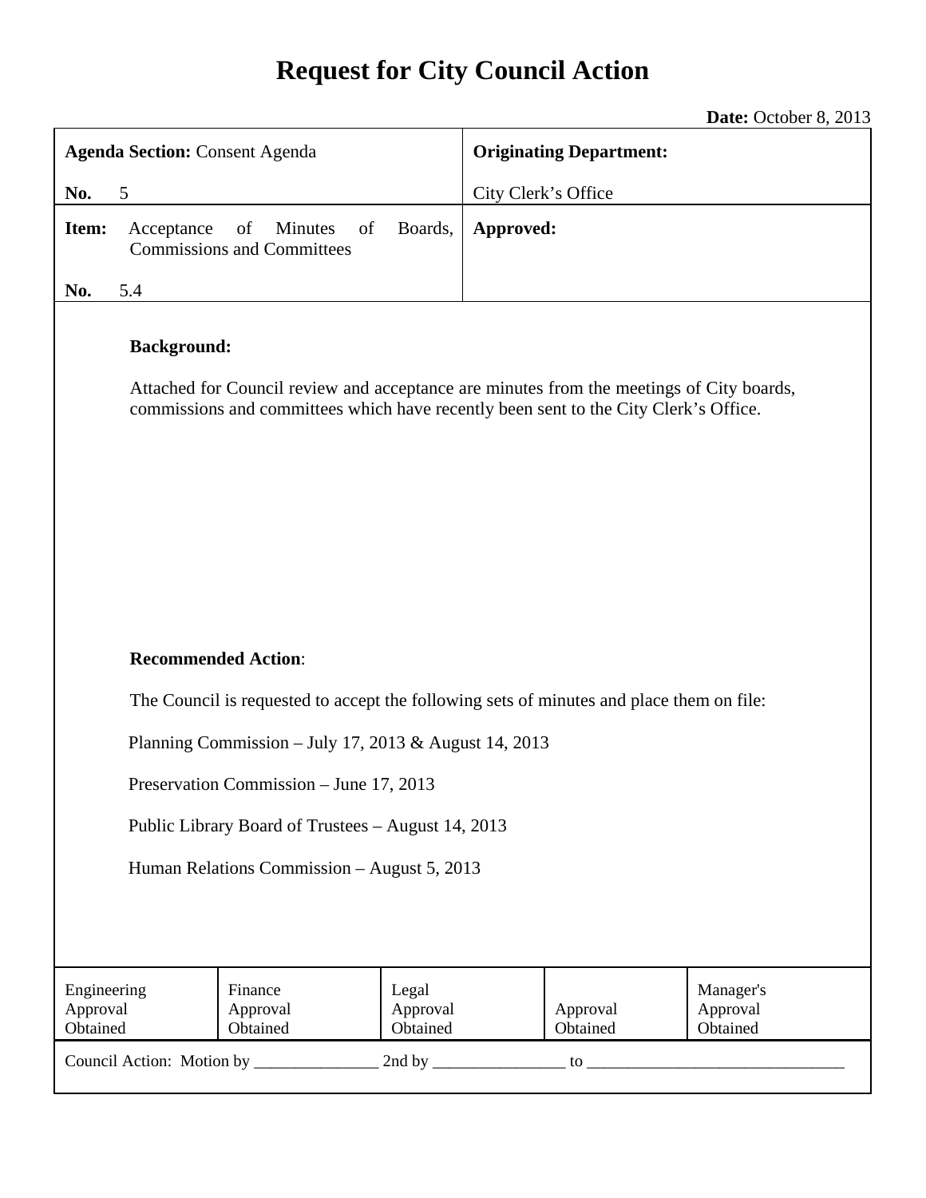# Request for City Council Action

**Date:** October 8, 2013

| **Agenda Section:** Consent Agenda | **Originating Department:** |
|---|---|
| **No.** 5 | City Clerk's Office |
| **Item:** Acceptance of Minutes of Boards, Commissions and Committees | **Approved:** |
| **No.** 5.4 | |

**Background:**

Attached for Council review and acceptance are minutes from the meetings of City boards, commissions and committees which have recently been sent to the City Clerk's Office.

**Recommended Action**:

The Council is requested to accept the following sets of minutes and place them on file:

Planning Commission – July 17, 2013 & August 14, 2013

Preservation Commission – June 17, 2013

Public Library Board of Trustees – August 14, 2013

Human Relations Commission – August 5, 2013

| Engineering Approval Obtained | Finance Approval Obtained | Legal Approval Obtained | Approval Obtained | Manager's Approval Obtained |
|---|---|---|---|---|

Council Action: Motion by _______________ 2nd by ________________ to _______________________________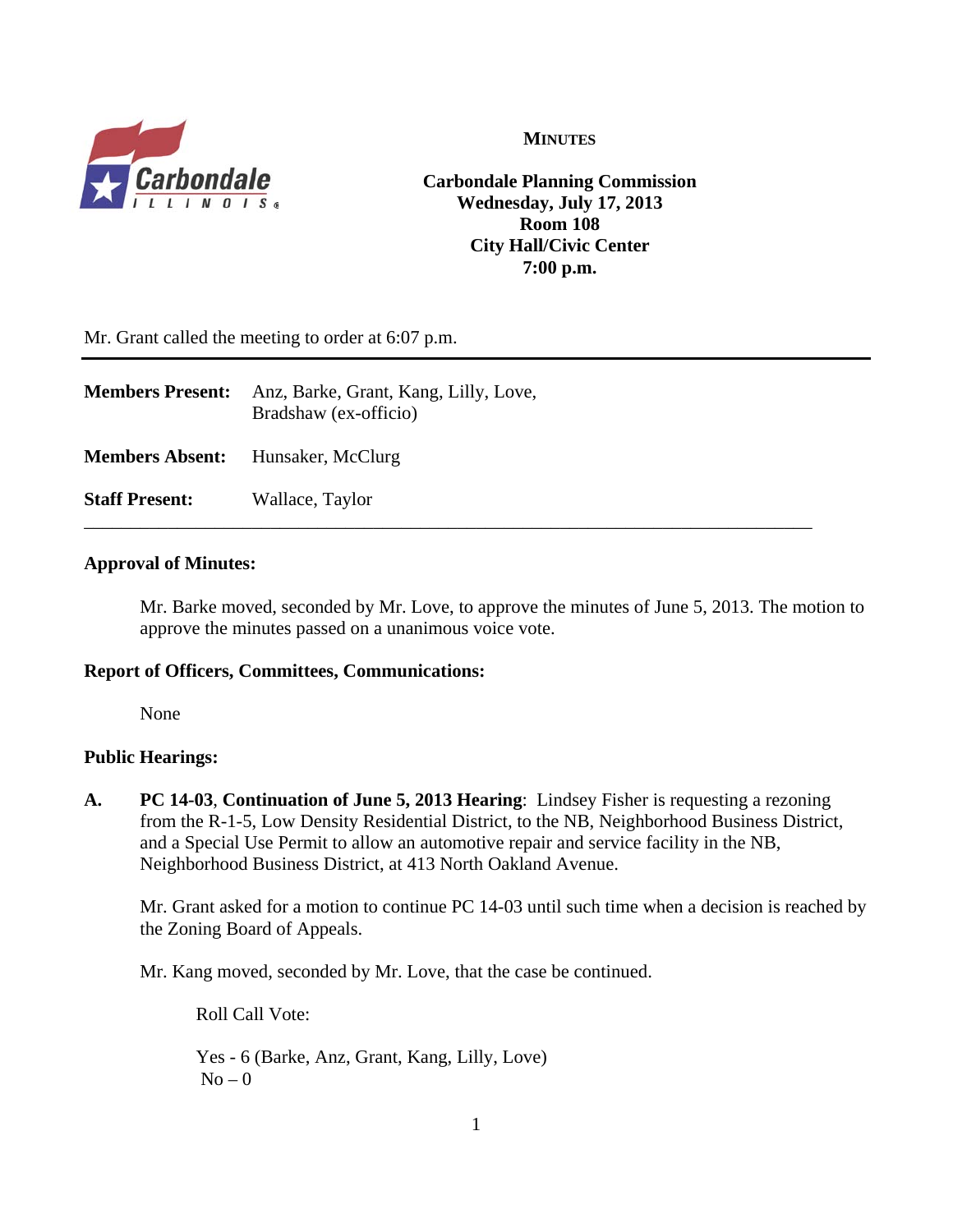**MINUTES**

**Carbondale Planning Commission**
**Wednesday, July 17, 2013**
**Room 108**
**City Hall/Civic Center**
**7:00 p.m.**

Mr. Grant called the meeting to order at 6:07 p.m.

---

**Members Present:** Anz, Barke, Grant, Kang, Lilly, Love, Bradshaw (ex-officio)

**Members Absent:** Hunsaker, McClurg

**Staff Present:** Wallace, Taylor

---

**Approval of Minutes:**

Mr. Barke moved, seconded by Mr. Love, to approve the minutes of June 5, 2013. The motion to approve the minutes passed on a unanimous voice vote.

**Report of Officers, Committees, Communications:**

None

**Public Hearings:**

**A.** **PC 14-03**, **Continuation of June 5, 2013 Hearing**: Lindsey Fisher is requesting a rezoning from the R-1-5, Low Density Residential District, to the NB, Neighborhood Business District, and a Special Use Permit to allow an automotive repair and service facility in the NB, Neighborhood Business District, at 413 North Oakland Avenue.

Mr. Grant asked for a motion to continue PC 14-03 until such time when a decision is reached by the Zoning Board of Appeals.

Mr. Kang moved, seconded by Mr. Love, that the case be continued.

Roll Call Vote:

Yes - 6 (Barke, Anz, Grant, Kang, Lilly, Love)
No – 0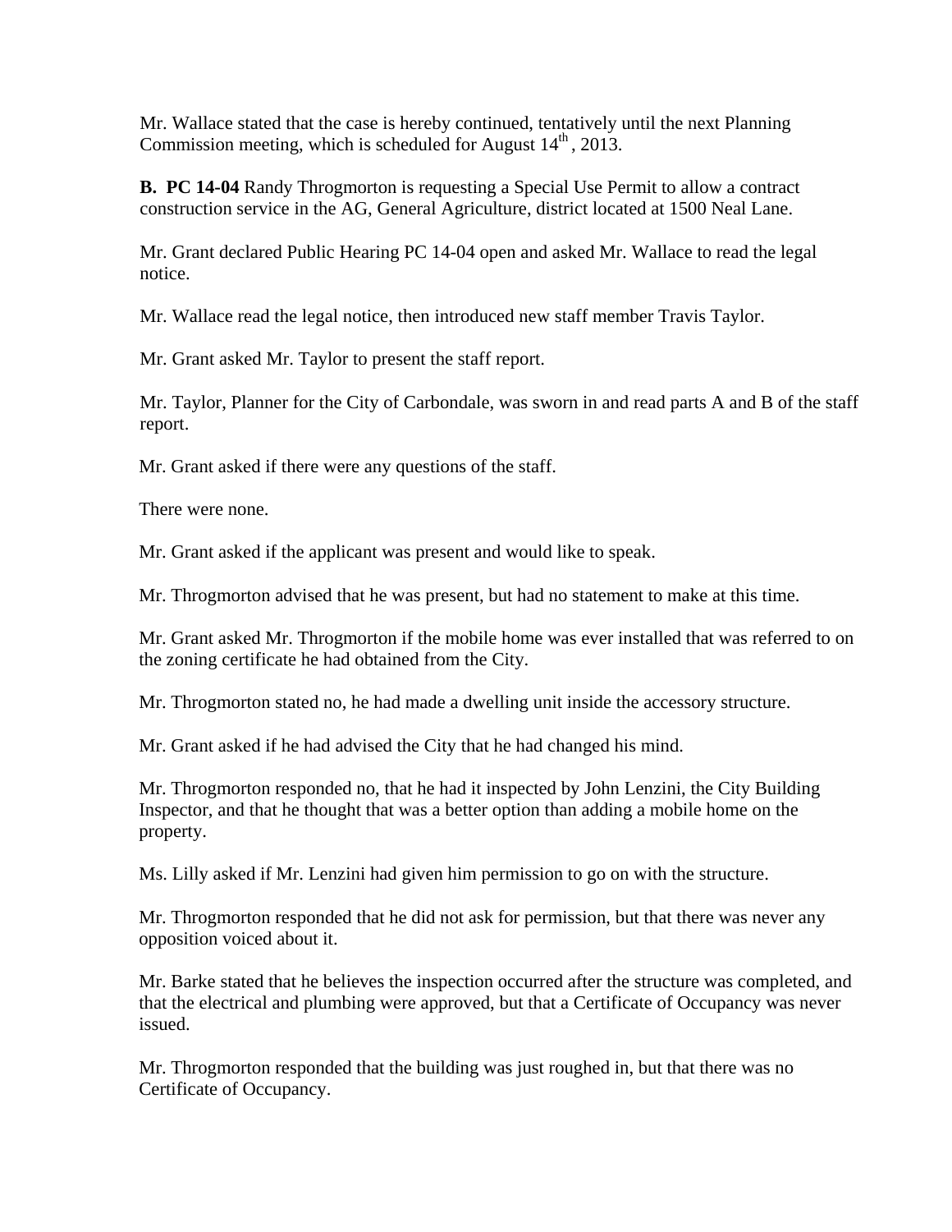Mr. Wallace stated that the case is hereby continued, tentatively until the next Planning Commission meeting, which is scheduled for August 14th, 2013.

**B. PC 14-04** Randy Throgmorton is requesting a Special Use Permit to allow a contract construction service in the AG, General Agriculture, district located at 1500 Neal Lane.

Mr. Grant declared Public Hearing PC 14-04 open and asked Mr. Wallace to read the legal notice.

Mr. Wallace read the legal notice, then introduced new staff member Travis Taylor.

Mr. Grant asked Mr. Taylor to present the staff report.

Mr. Taylor, Planner for the City of Carbondale, was sworn in and read parts A and B of the staff report.

Mr. Grant asked if there were any questions of the staff.

There were none.

Mr. Grant asked if the applicant was present and would like to speak.

Mr. Throgmorton advised that he was present, but had no statement to make at this time.

Mr. Grant asked Mr. Throgmorton if the mobile home was ever installed that was referred to on the zoning certificate he had obtained from the City.

Mr. Throgmorton stated no, he had made a dwelling unit inside the accessory structure.

Mr. Grant asked if he had advised the City that he had changed his mind.

Mr. Throgmorton responded no, that he had it inspected by John Lenzini, the City Building Inspector, and that he thought that was a better option than adding a mobile home on the property.

Ms. Lilly asked if Mr. Lenzini had given him permission to go on with the structure.

Mr. Throgmorton responded that he did not ask for permission, but that there was never any opposition voiced about it.

Mr. Barke stated that he believes the inspection occurred after the structure was completed, and that the electrical and plumbing were approved, but that a Certificate of Occupancy was never issued.

Mr. Throgmorton responded that the building was just roughed in, but that there was no Certificate of Occupancy.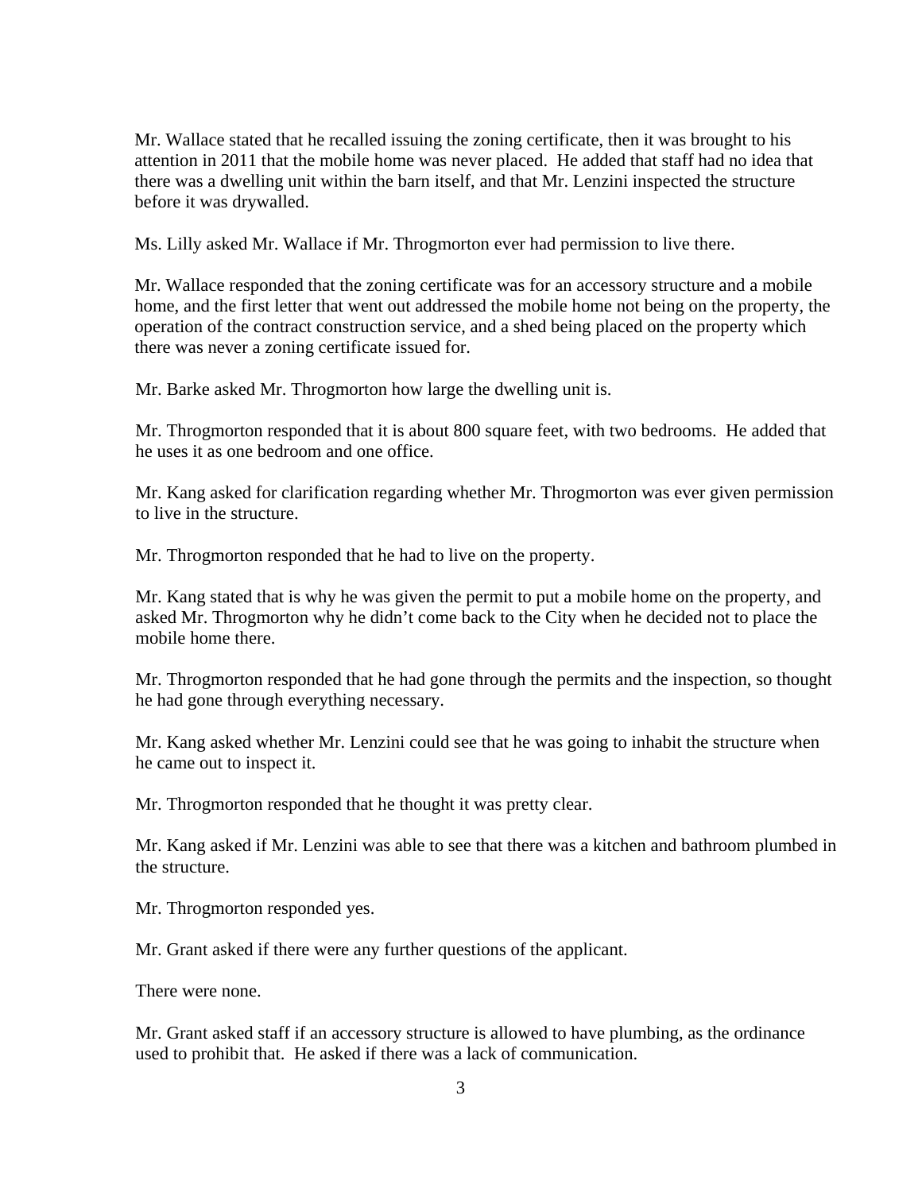Mr. Wallace stated that he recalled issuing the zoning certificate, then it was brought to his attention in 2011 that the mobile home was never placed. He added that staff had no idea that there was a dwelling unit within the barn itself, and that Mr. Lenzini inspected the structure before it was drywalled.

Ms. Lilly asked Mr. Wallace if Mr. Throgmorton ever had permission to live there.

Mr. Wallace responded that the zoning certificate was for an accessory structure and a mobile home, and the first letter that went out addressed the mobile home not being on the property, the operation of the contract construction service, and a shed being placed on the property which there was never a zoning certificate issued for.

Mr. Barke asked Mr. Throgmorton how large the dwelling unit is.

Mr. Throgmorton responded that it is about 800 square feet, with two bedrooms. He added that he uses it as one bedroom and one office.

Mr. Kang asked for clarification regarding whether Mr. Throgmorton was ever given permission to live in the structure.

Mr. Throgmorton responded that he had to live on the property.

Mr. Kang stated that is why he was given the permit to put a mobile home on the property, and asked Mr. Throgmorton why he didn't come back to the City when he decided not to place the mobile home there.

Mr. Throgmorton responded that he had gone through the permits and the inspection, so thought he had gone through everything necessary.

Mr. Kang asked whether Mr. Lenzini could see that he was going to inhabit the structure when he came out to inspect it.

Mr. Throgmorton responded that he thought it was pretty clear.

Mr. Kang asked if Mr. Lenzini was able to see that there was a kitchen and bathroom plumbed in the structure.

Mr. Throgmorton responded yes.

Mr. Grant asked if there were any further questions of the applicant.

There were none.

Mr. Grant asked staff if an accessory structure is allowed to have plumbing, as the ordinance used to prohibit that. He asked if there was a lack of communication.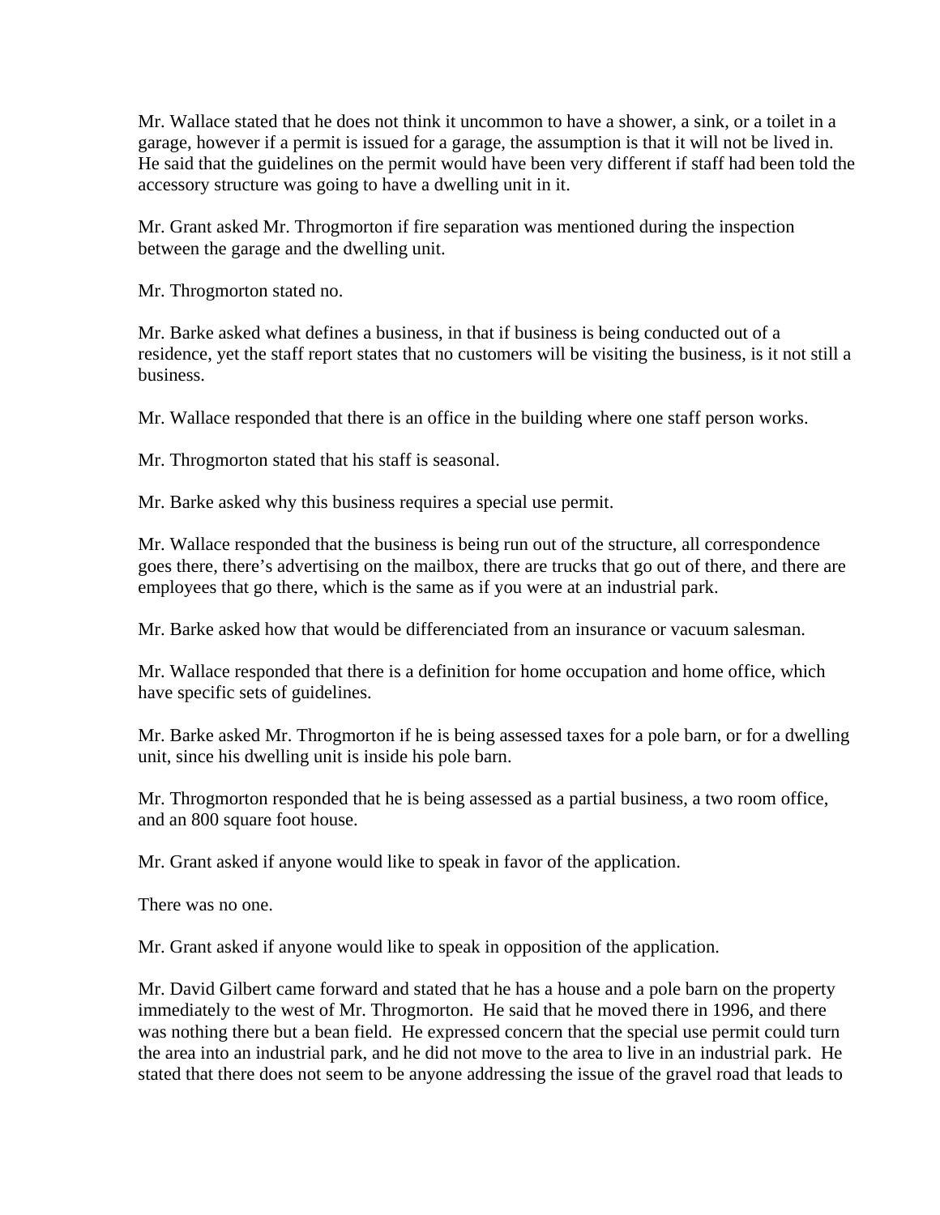Mr. Wallace stated that he does not think it uncommon to have a shower, a sink, or a toilet in a garage, however if a permit is issued for a garage, the assumption is that it will not be lived in. He said that the guidelines on the permit would have been very different if staff had been told the accessory structure was going to have a dwelling unit in it.

Mr. Grant asked Mr. Throgmorton if fire separation was mentioned during the inspection between the garage and the dwelling unit.

Mr. Throgmorton stated no.

Mr. Barke asked what defines a business, in that if business is being conducted out of a residence, yet the staff report states that no customers will be visiting the business, is it not still a business.

Mr. Wallace responded that there is an office in the building where one staff person works.

Mr. Throgmorton stated that his staff is seasonal.

Mr. Barke asked why this business requires a special use permit.

Mr. Wallace responded that the business is being run out of the structure, all correspondence goes there, there's advertising on the mailbox, there are trucks that go out of there, and there are employees that go there, which is the same as if you were at an industrial park.

Mr. Barke asked how that would be differenciated from an insurance or vacuum salesman.

Mr. Wallace responded that there is a definition for home occupation and home office, which have specific sets of guidelines.

Mr. Barke asked Mr. Throgmorton if he is being assessed taxes for a pole barn, or for a dwelling unit, since his dwelling unit is inside his pole barn.

Mr. Throgmorton responded that he is being assessed as a partial business, a two room office, and an 800 square foot house.

Mr. Grant asked if anyone would like to speak in favor of the application.

There was no one.

Mr. Grant asked if anyone would like to speak in opposition of the application.

Mr. David Gilbert came forward and stated that he has a house and a pole barn on the property immediately to the west of Mr. Throgmorton. He said that he moved there in 1996, and there was nothing there but a bean field. He expressed concern that the special use permit could turn the area into an industrial park, and he did not move to the area to live in an industrial park. He stated that there does not seem to be anyone addressing the issue of the gravel road that leads to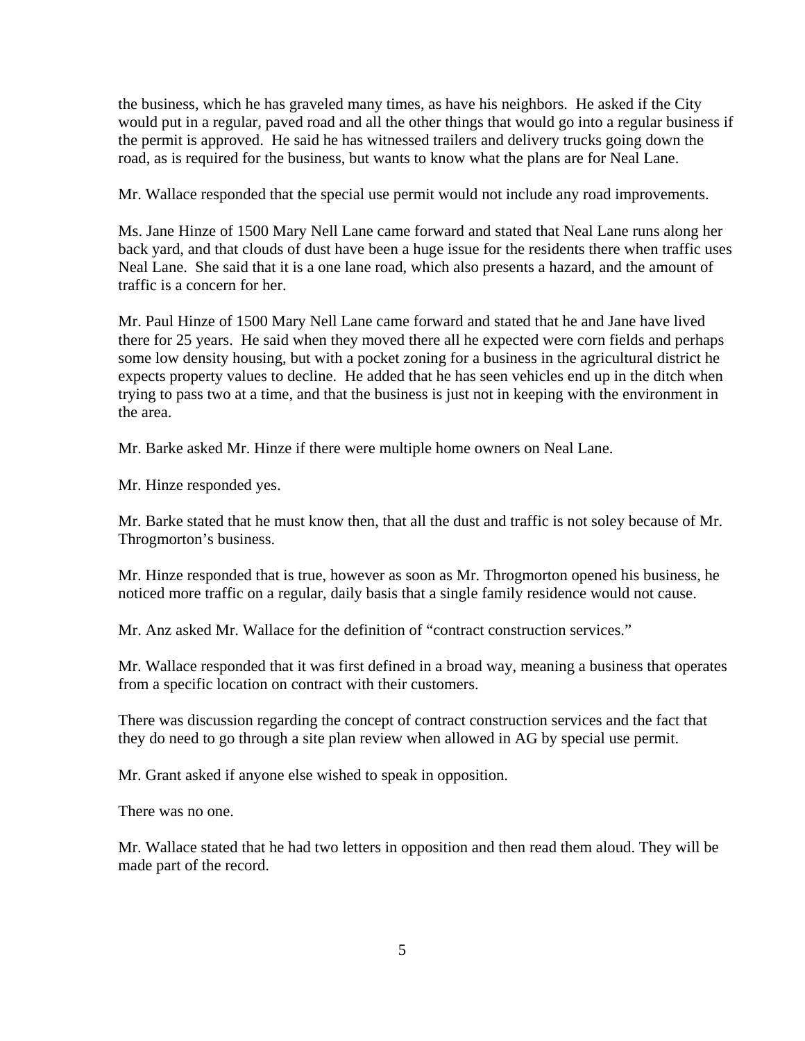the business, which he has graveled many times, as have his neighbors. He asked if the City would put in a regular, paved road and all the other things that would go into a regular business if the permit is approved. He said he has witnessed trailers and delivery trucks going down the road, as is required for the business, but wants to know what the plans are for Neal Lane.

Mr. Wallace responded that the special use permit would not include any road improvements.

Ms. Jane Hinze of 1500 Mary Nell Lane came forward and stated that Neal Lane runs along her back yard, and that clouds of dust have been a huge issue for the residents there when traffic uses Neal Lane. She said that it is a one lane road, which also presents a hazard, and the amount of traffic is a concern for her.

Mr. Paul Hinze of 1500 Mary Nell Lane came forward and stated that he and Jane have lived there for 25 years. He said when they moved there all he expected were corn fields and perhaps some low density housing, but with a pocket zoning for a business in the agricultural district he expects property values to decline. He added that he has seen vehicles end up in the ditch when trying to pass two at a time, and that the business is just not in keeping with the environment in the area.

Mr. Barke asked Mr. Hinze if there were multiple home owners on Neal Lane.

Mr. Hinze responded yes.

Mr. Barke stated that he must know then, that all the dust and traffic is not soley because of Mr. Throgmorton's business.

Mr. Hinze responded that is true, however as soon as Mr. Throgmorton opened his business, he noticed more traffic on a regular, daily basis that a single family residence would not cause.

Mr. Anz asked Mr. Wallace for the definition of "contract construction services."

Mr. Wallace responded that it was first defined in a broad way, meaning a business that operates from a specific location on contract with their customers.

There was discussion regarding the concept of contract construction services and the fact that they do need to go through a site plan review when allowed in AG by special use permit.

Mr. Grant asked if anyone else wished to speak in opposition.

There was no one.

Mr. Wallace stated that he had two letters in opposition and then read them aloud. They will be made part of the record.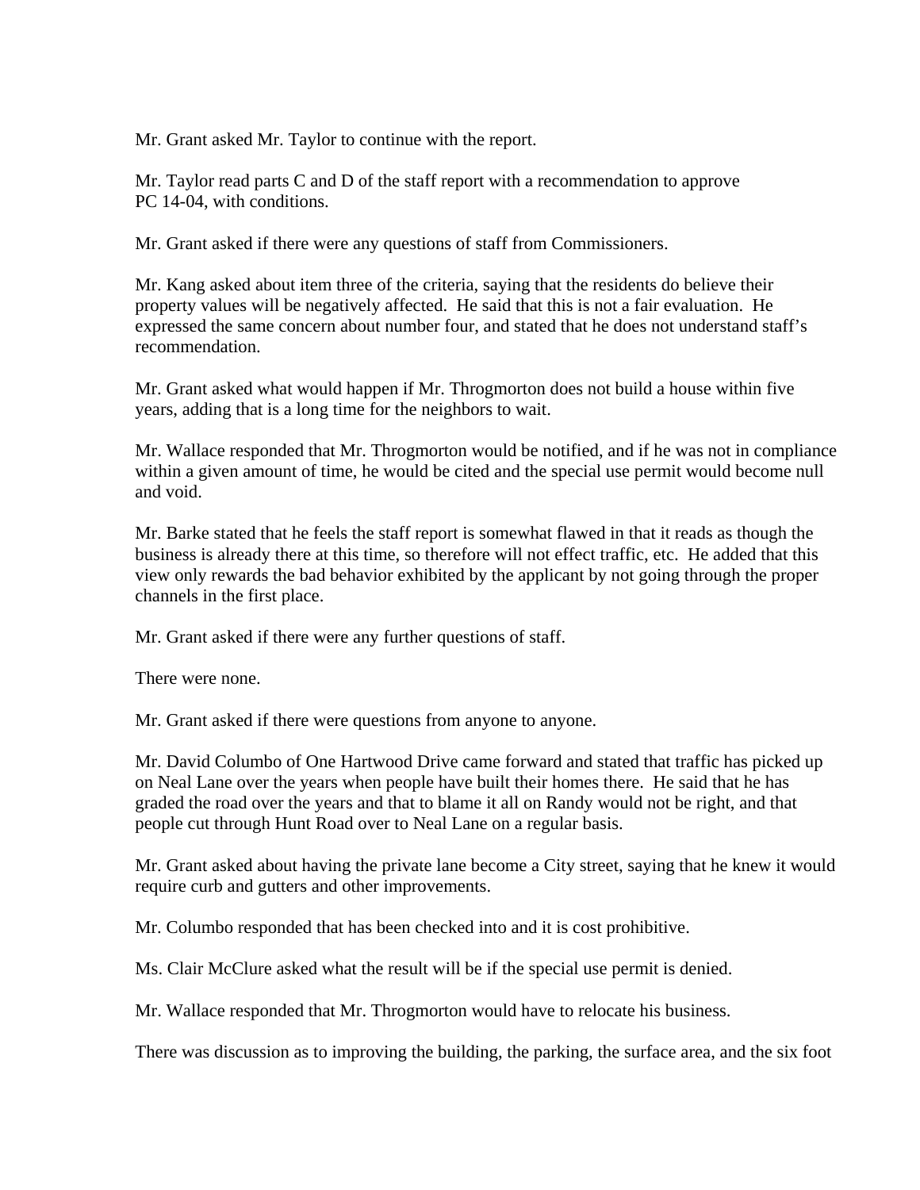Mr. Grant asked Mr. Taylor to continue with the report.

Mr. Taylor read parts C and D of the staff report with a recommendation to approve PC 14-04, with conditions.

Mr. Grant asked if there were any questions of staff from Commissioners.

Mr. Kang asked about item three of the criteria, saying that the residents do believe their property values will be negatively affected. He said that this is not a fair evaluation. He expressed the same concern about number four, and stated that he does not understand staff's recommendation.

Mr. Grant asked what would happen if Mr. Throgmorton does not build a house within five years, adding that is a long time for the neighbors to wait.

Mr. Wallace responded that Mr. Throgmorton would be notified, and if he was not in compliance within a given amount of time, he would be cited and the special use permit would become null and void.

Mr. Barke stated that he feels the staff report is somewhat flawed in that it reads as though the business is already there at this time, so therefore will not effect traffic, etc. He added that this view only rewards the bad behavior exhibited by the applicant by not going through the proper channels in the first place.

Mr. Grant asked if there were any further questions of staff.

There were none.

Mr. Grant asked if there were questions from anyone to anyone.

Mr. David Columbo of One Hartwood Drive came forward and stated that traffic has picked up on Neal Lane over the years when people have built their homes there. He said that he has graded the road over the years and that to blame it all on Randy would not be right, and that people cut through Hunt Road over to Neal Lane on a regular basis.

Mr. Grant asked about having the private lane become a City street, saying that he knew it would require curb and gutters and other improvements.

Mr. Columbo responded that has been checked into and it is cost prohibitive.

Ms. Clair McClure asked what the result will be if the special use permit is denied.

Mr. Wallace responded that Mr. Throgmorton would have to relocate his business.

There was discussion as to improving the building, the parking, the surface area, and the six foot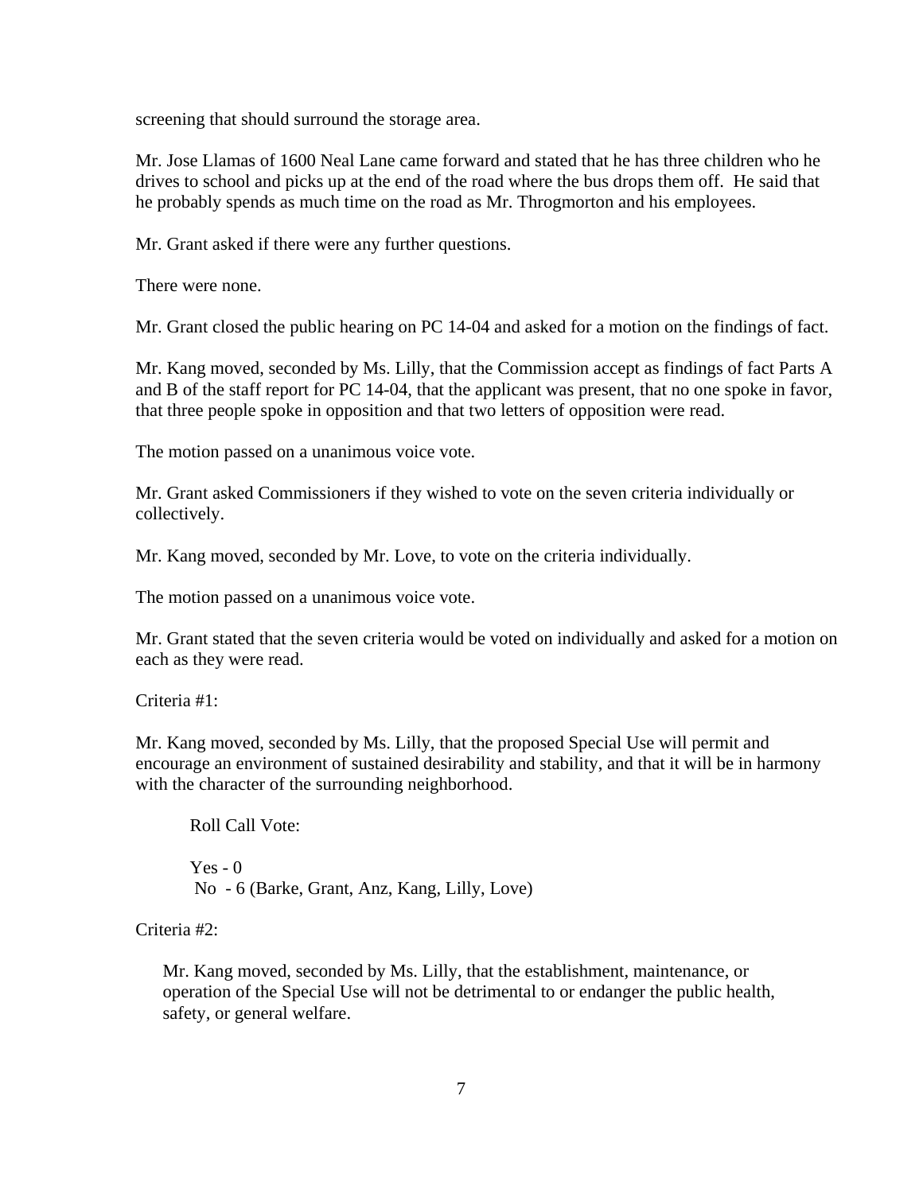screening that should surround the storage area.

Mr. Jose Llamas of 1600 Neal Lane came forward and stated that he has three children who he drives to school and picks up at the end of the road where the bus drops them off. He said that he probably spends as much time on the road as Mr. Throgmorton and his employees.

Mr. Grant asked if there were any further questions.

There were none.

Mr. Grant closed the public hearing on PC 14-04 and asked for a motion on the findings of fact.

Mr. Kang moved, seconded by Ms. Lilly, that the Commission accept as findings of fact Parts A and B of the staff report for PC 14-04, that the applicant was present, that no one spoke in favor, that three people spoke in opposition and that two letters of opposition were read.

The motion passed on a unanimous voice vote.

Mr. Grant asked Commissioners if they wished to vote on the seven criteria individually or collectively.

Mr. Kang moved, seconded by Mr. Love, to vote on the criteria individually.

The motion passed on a unanimous voice vote.

Mr. Grant stated that the seven criteria would be voted on individually and asked for a motion on each as they were read.

Criteria #1:

Mr. Kang moved, seconded by Ms. Lilly, that the proposed Special Use will permit and encourage an environment of sustained desirability and stability, and that it will be in harmony with the character of the surrounding neighborhood.

Roll Call Vote:

Yes - 0
No - 6 (Barke, Grant, Anz, Kang, Lilly, Love)

Criteria #2:

Mr. Kang moved, seconded by Ms. Lilly, that the establishment, maintenance, or operation of the Special Use will not be detrimental to or endanger the public health, safety, or general welfare.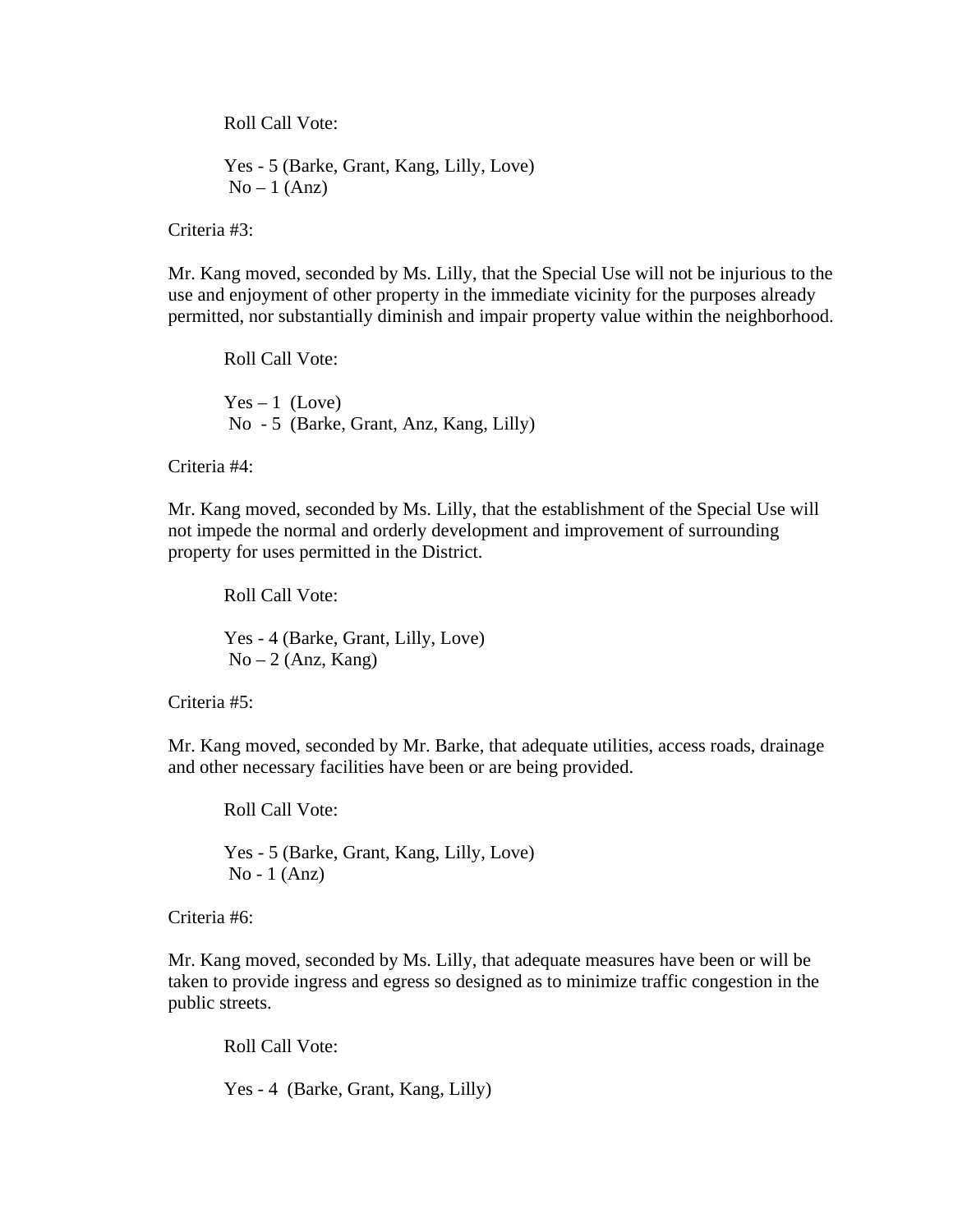Roll Call Vote:

Yes - 5 (Barke, Grant, Kang, Lilly, Love)
No – 1 (Anz)

Criteria #3:

Mr. Kang moved, seconded by Ms. Lilly, that the Special Use will not be injurious to the use and enjoyment of other property in the immediate vicinity for the purposes already permitted, nor substantially diminish and impair property value within the neighborhood.

Roll Call Vote:

Yes – 1 (Love)
No - 5 (Barke, Grant, Anz, Kang, Lilly)

Criteria #4:

Mr. Kang moved, seconded by Ms. Lilly, that the establishment of the Special Use will not impede the normal and orderly development and improvement of surrounding property for uses permitted in the District.

Roll Call Vote:

Yes - 4 (Barke, Grant, Lilly, Love)
No – 2 (Anz, Kang)

Criteria #5:

Mr. Kang moved, seconded by Mr. Barke, that adequate utilities, access roads, drainage and other necessary facilities have been or are being provided.

Roll Call Vote:

Yes - 5 (Barke, Grant, Kang, Lilly, Love)
No - 1 (Anz)

Criteria #6:

Mr. Kang moved, seconded by Ms. Lilly, that adequate measures have been or will be taken to provide ingress and egress so designed as to minimize traffic congestion in the public streets.

Roll Call Vote:

Yes - 4 (Barke, Grant, Kang, Lilly)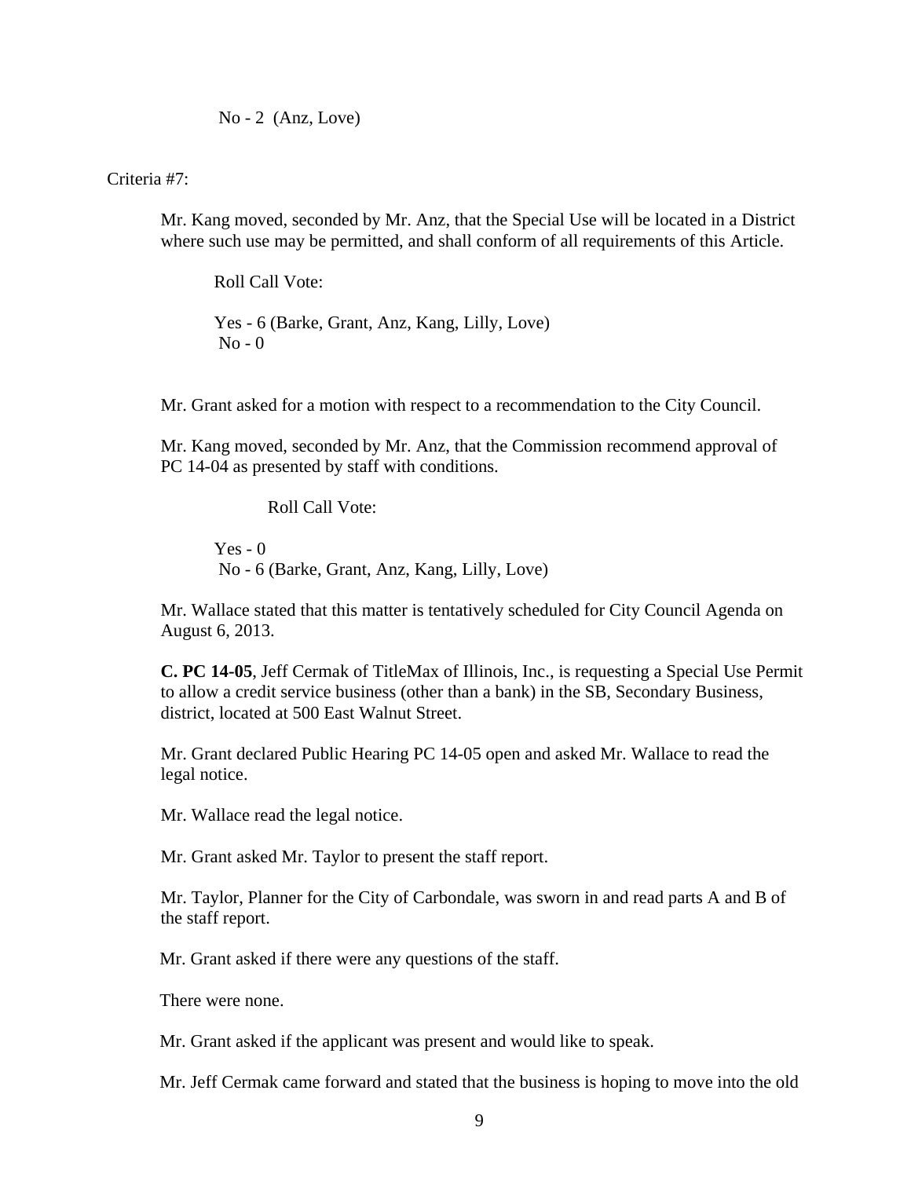No - 2 (Anz, Love)

Criteria #7:

Mr. Kang moved, seconded by Mr. Anz, that the Special Use will be located in a District where such use may be permitted, and shall conform of all requirements of this Article.

Roll Call Vote:

Yes - 6 (Barke, Grant, Anz, Kang, Lilly, Love)
No - 0

Mr. Grant asked for a motion with respect to a recommendation to the City Council.

Mr. Kang moved, seconded by Mr. Anz, that the Commission recommend approval of PC 14-04 as presented by staff with conditions.

Roll Call Vote:

Yes - 0
No - 6 (Barke, Grant, Anz, Kang, Lilly, Love)

Mr. Wallace stated that this matter is tentatively scheduled for City Council Agenda on August 6, 2013.

**C. PC 14-05**, Jeff Cermak of TitleMax of Illinois, Inc., is requesting a Special Use Permit to allow a credit service business (other than a bank) in the SB, Secondary Business, district, located at 500 East Walnut Street.

Mr. Grant declared Public Hearing PC 14-05 open and asked Mr. Wallace to read the legal notice.

Mr. Wallace read the legal notice.

Mr. Grant asked Mr. Taylor to present the staff report.

Mr. Taylor, Planner for the City of Carbondale, was sworn in and read parts A and B of the staff report.

Mr. Grant asked if there were any questions of the staff.

There were none.

Mr. Grant asked if the applicant was present and would like to speak.

Mr. Jeff Cermak came forward and stated that the business is hoping to move into the old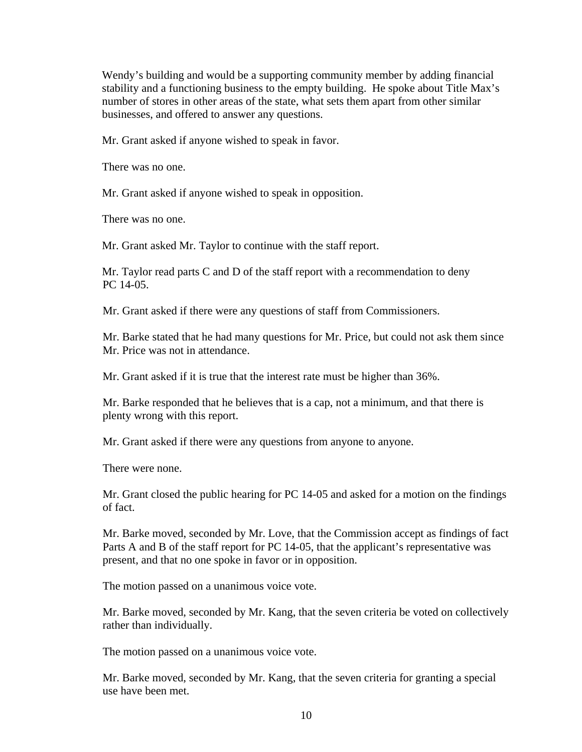Wendy's building and would be a supporting community member by adding financial stability and a functioning business to the empty building. He spoke about Title Max's number of stores in other areas of the state, what sets them apart from other similar businesses, and offered to answer any questions.

Mr. Grant asked if anyone wished to speak in favor.

There was no one.

Mr. Grant asked if anyone wished to speak in opposition.

There was no one.

Mr. Grant asked Mr. Taylor to continue with the staff report.

Mr. Taylor read parts C and D of the staff report with a recommendation to deny PC 14-05.

Mr. Grant asked if there were any questions of staff from Commissioners.

Mr. Barke stated that he had many questions for Mr. Price, but could not ask them since Mr. Price was not in attendance.

Mr. Grant asked if it is true that the interest rate must be higher than 36%.

Mr. Barke responded that he believes that is a cap, not a minimum, and that there is plenty wrong with this report.

Mr. Grant asked if there were any questions from anyone to anyone.

There were none.

Mr. Grant closed the public hearing for PC 14-05 and asked for a motion on the findings of fact.

Mr. Barke moved, seconded by Mr. Love, that the Commission accept as findings of fact Parts A and B of the staff report for PC 14-05, that the applicant's representative was present, and that no one spoke in favor or in opposition.

The motion passed on a unanimous voice vote.

Mr. Barke moved, seconded by Mr. Kang, that the seven criteria be voted on collectively rather than individually.

The motion passed on a unanimous voice vote.

Mr. Barke moved, seconded by Mr. Kang, that the seven criteria for granting a special use have been met.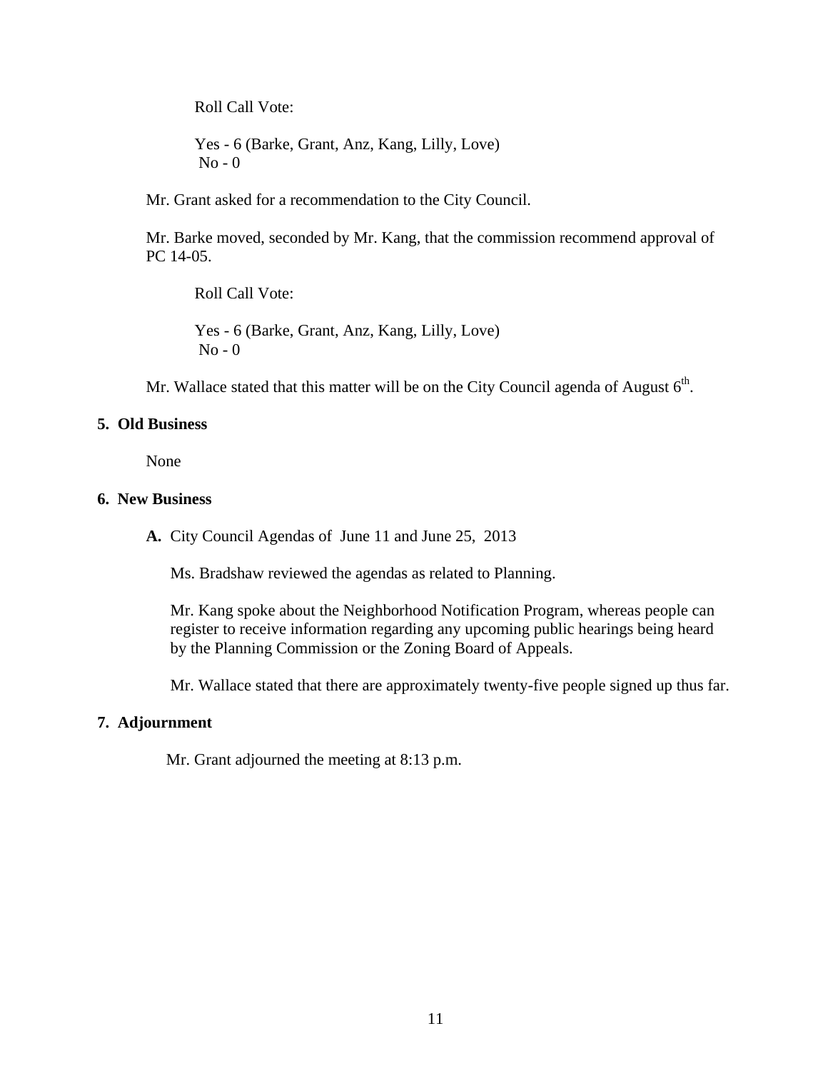Roll Call Vote:

Yes - 6 (Barke, Grant, Anz, Kang, Lilly, Love)
No - 0

Mr. Grant asked for a recommendation to the City Council.

Mr. Barke moved, seconded by Mr. Kang, that the commission recommend approval of PC 14-05.

Roll Call Vote:

Yes - 6 (Barke, Grant, Anz, Kang, Lilly, Love)
No - 0

Mr. Wallace stated that this matter will be on the City Council agenda of August 6th.

**5. Old Business**

None

**6. New Business**

**A.** City Council Agendas of June 11 and June 25, 2013

Ms. Bradshaw reviewed the agendas as related to Planning.

Mr. Kang spoke about the Neighborhood Notification Program, whereas people can register to receive information regarding any upcoming public hearings being heard by the Planning Commission or the Zoning Board of Appeals.

Mr. Wallace stated that there are approximately twenty-five people signed up thus far.

**7. Adjournment**

Mr. Grant adjourned the meeting at 8:13 p.m.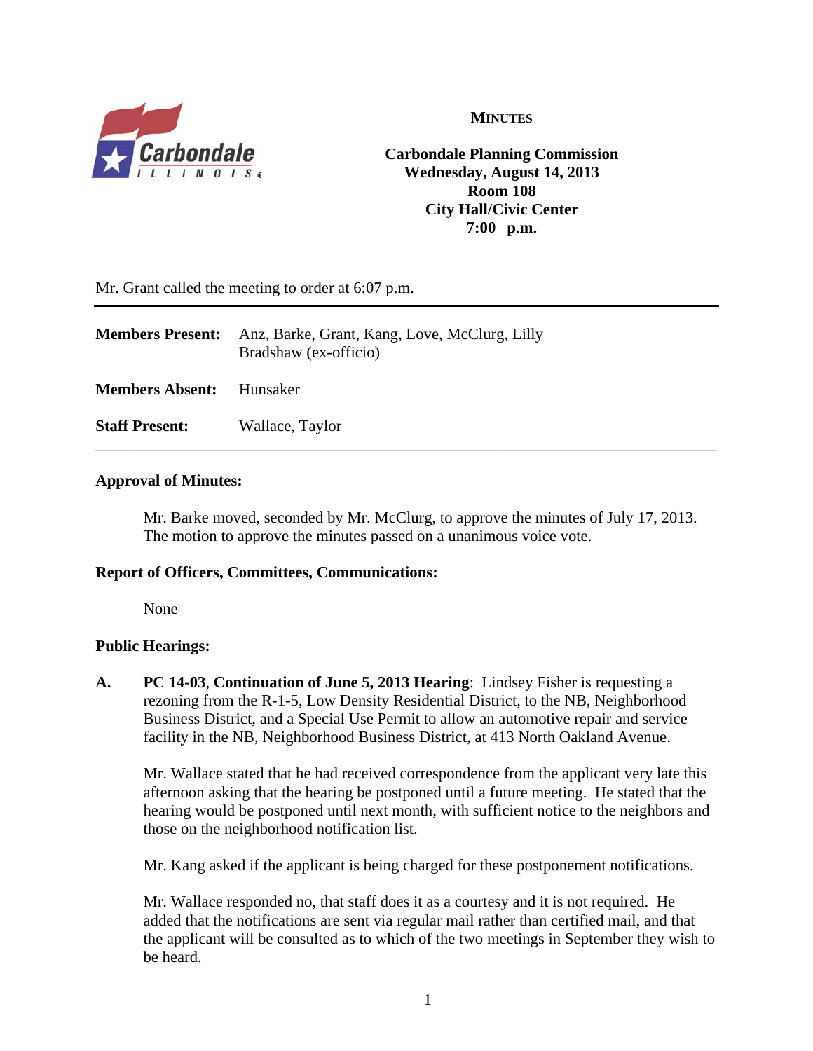# MINUTES

**Carbondale Planning Commission**
**Wednesday, August 14, 2013**
**Room 108**
**City Hall/Civic Center**
**7:00 p.m.**

Mr. Grant called the meeting to order at 6:07 p.m.

---

**Members Present:** Anz, Barke, Grant, Kang, Love, McClurg, Lilly
Bradshaw (ex-officio)

**Members Absent:** Hunsaker

**Staff Present:** Wallace, Taylor

---

**Approval of Minutes:**

Mr. Barke moved, seconded by Mr. McClurg, to approve the minutes of July 17, 2013. The motion to approve the minutes passed on a unanimous voice vote.

**Report of Officers, Committees, Communications:**

None

**Public Hearings:**

**A.** **PC 14-03**, **Continuation of June 5, 2013 Hearing**: Lindsey Fisher is requesting a rezoning from the R-1-5, Low Density Residential District, to the NB, Neighborhood Business District, and a Special Use Permit to allow an automotive repair and service facility in the NB, Neighborhood Business District, at 413 North Oakland Avenue.

Mr. Wallace stated that he had received correspondence from the applicant very late this afternoon asking that the hearing be postponed until a future meeting. He stated that the hearing would be postponed until next month, with sufficient notice to the neighbors and those on the neighborhood notification list.

Mr. Kang asked if the applicant is being charged for these postponement notifications.

Mr. Wallace responded no, that staff does it as a courtesy and it is not required. He added that the notifications are sent via regular mail rather than certified mail, and that the applicant will be consulted as to which of the two meetings in September they wish to be heard.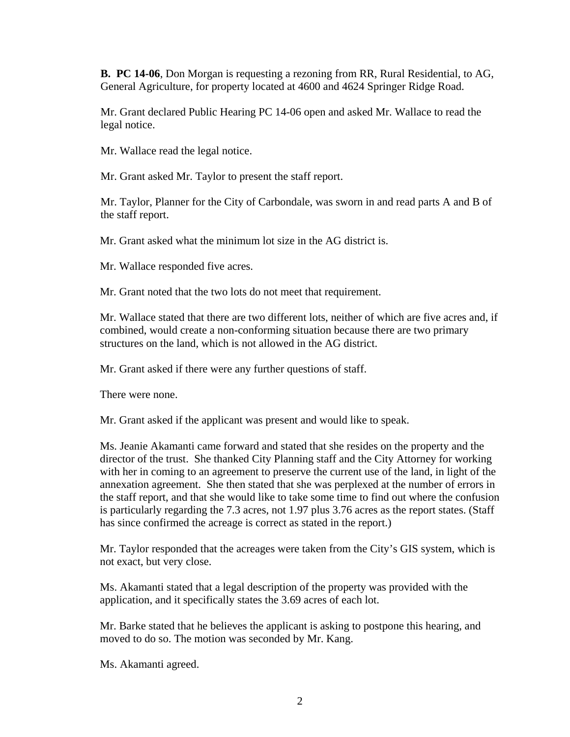**B. PC 14-06**, Don Morgan is requesting a rezoning from RR, Rural Residential, to AG, General Agriculture, for property located at 4600 and 4624 Springer Ridge Road.

Mr. Grant declared Public Hearing PC 14-06 open and asked Mr. Wallace to read the legal notice.

Mr. Wallace read the legal notice.

Mr. Grant asked Mr. Taylor to present the staff report.

Mr. Taylor, Planner for the City of Carbondale, was sworn in and read parts A and B of the staff report.

Mr. Grant asked what the minimum lot size in the AG district is.

Mr. Wallace responded five acres.

Mr. Grant noted that the two lots do not meet that requirement.

Mr. Wallace stated that there are two different lots, neither of which are five acres and, if combined, would create a non-conforming situation because there are two primary structures on the land, which is not allowed in the AG district.

Mr. Grant asked if there were any further questions of staff.

There were none.

Mr. Grant asked if the applicant was present and would like to speak.

Ms. Jeanie Akamanti came forward and stated that she resides on the property and the director of the trust. She thanked City Planning staff and the City Attorney for working with her in coming to an agreement to preserve the current use of the land, in light of the annexation agreement. She then stated that she was perplexed at the number of errors in the staff report, and that she would like to take some time to find out where the confusion is particularly regarding the 7.3 acres, not 1.97 plus 3.76 acres as the report states. (Staff has since confirmed the acreage is correct as stated in the report.)

Mr. Taylor responded that the acreages were taken from the City's GIS system, which is not exact, but very close.

Ms. Akamanti stated that a legal description of the property was provided with the application, and it specifically states the 3.69 acres of each lot.

Mr. Barke stated that he believes the applicant is asking to postpone this hearing, and moved to do so. The motion was seconded by Mr. Kang.

Ms. Akamanti agreed.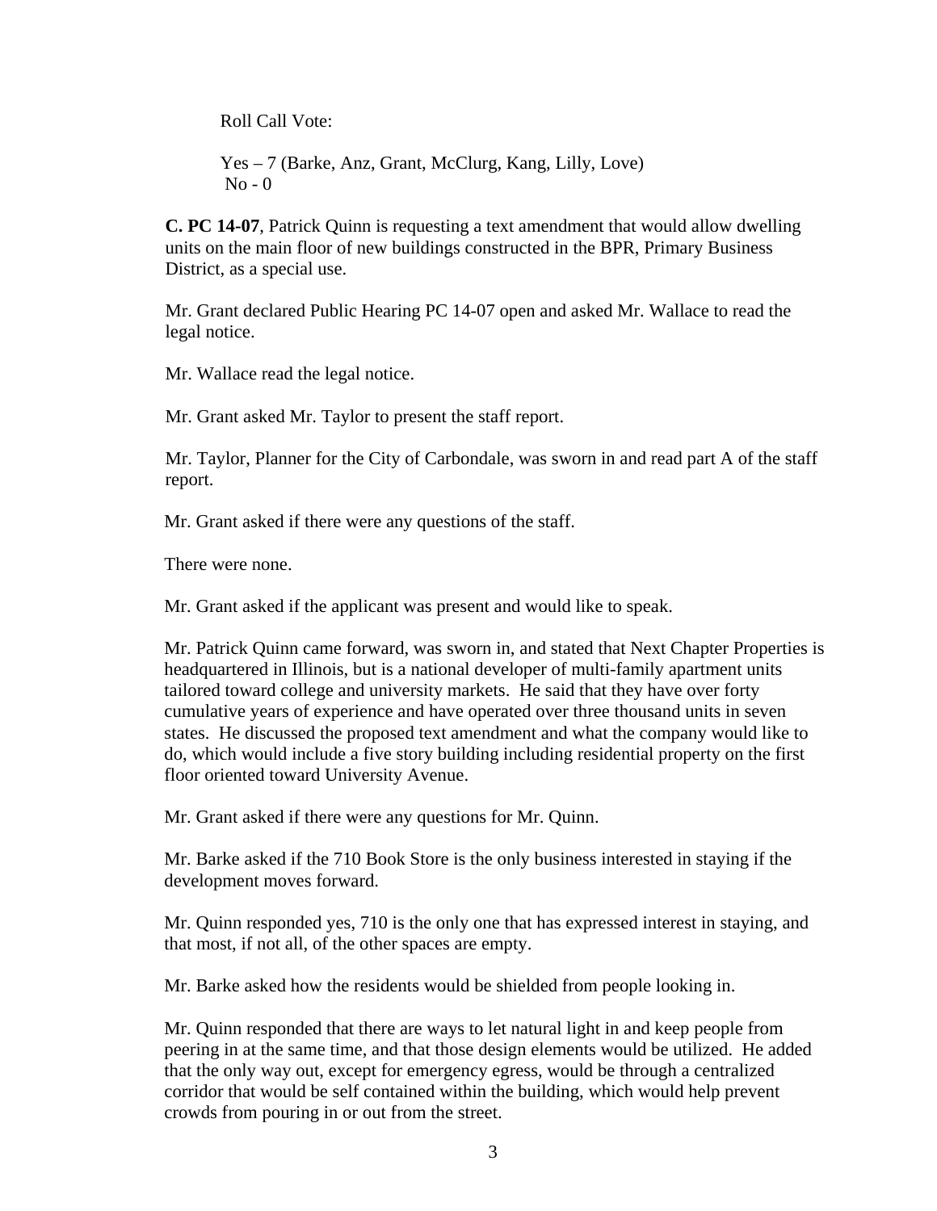Roll Call Vote:

Yes – 7 (Barke, Anz, Grant, McClurg, Kang, Lilly, Love)
No - 0

**C. PC 14-07**, Patrick Quinn is requesting a text amendment that would allow dwelling units on the main floor of new buildings constructed in the BPR, Primary Business District, as a special use.

Mr. Grant declared Public Hearing PC 14-07 open and asked Mr. Wallace to read the legal notice.

Mr. Wallace read the legal notice.

Mr. Grant asked Mr. Taylor to present the staff report.

Mr. Taylor, Planner for the City of Carbondale, was sworn in and read part A of the staff report.

Mr. Grant asked if there were any questions of the staff.

There were none.

Mr. Grant asked if the applicant was present and would like to speak.

Mr. Patrick Quinn came forward, was sworn in, and stated that Next Chapter Properties is headquartered in Illinois, but is a national developer of multi-family apartment units tailored toward college and university markets. He said that they have over forty cumulative years of experience and have operated over three thousand units in seven states. He discussed the proposed text amendment and what the company would like to do, which would include a five story building including residential property on the first floor oriented toward University Avenue.

Mr. Grant asked if there were any questions for Mr. Quinn.

Mr. Barke asked if the 710 Book Store is the only business interested in staying if the development moves forward.

Mr. Quinn responded yes, 710 is the only one that has expressed interest in staying, and that most, if not all, of the other spaces are empty.

Mr. Barke asked how the residents would be shielded from people looking in.

Mr. Quinn responded that there are ways to let natural light in and keep people from peering in at the same time, and that those design elements would be utilized. He added that the only way out, except for emergency egress, would be through a centralized corridor that would be self contained within the building, which would help prevent crowds from pouring in or out from the street.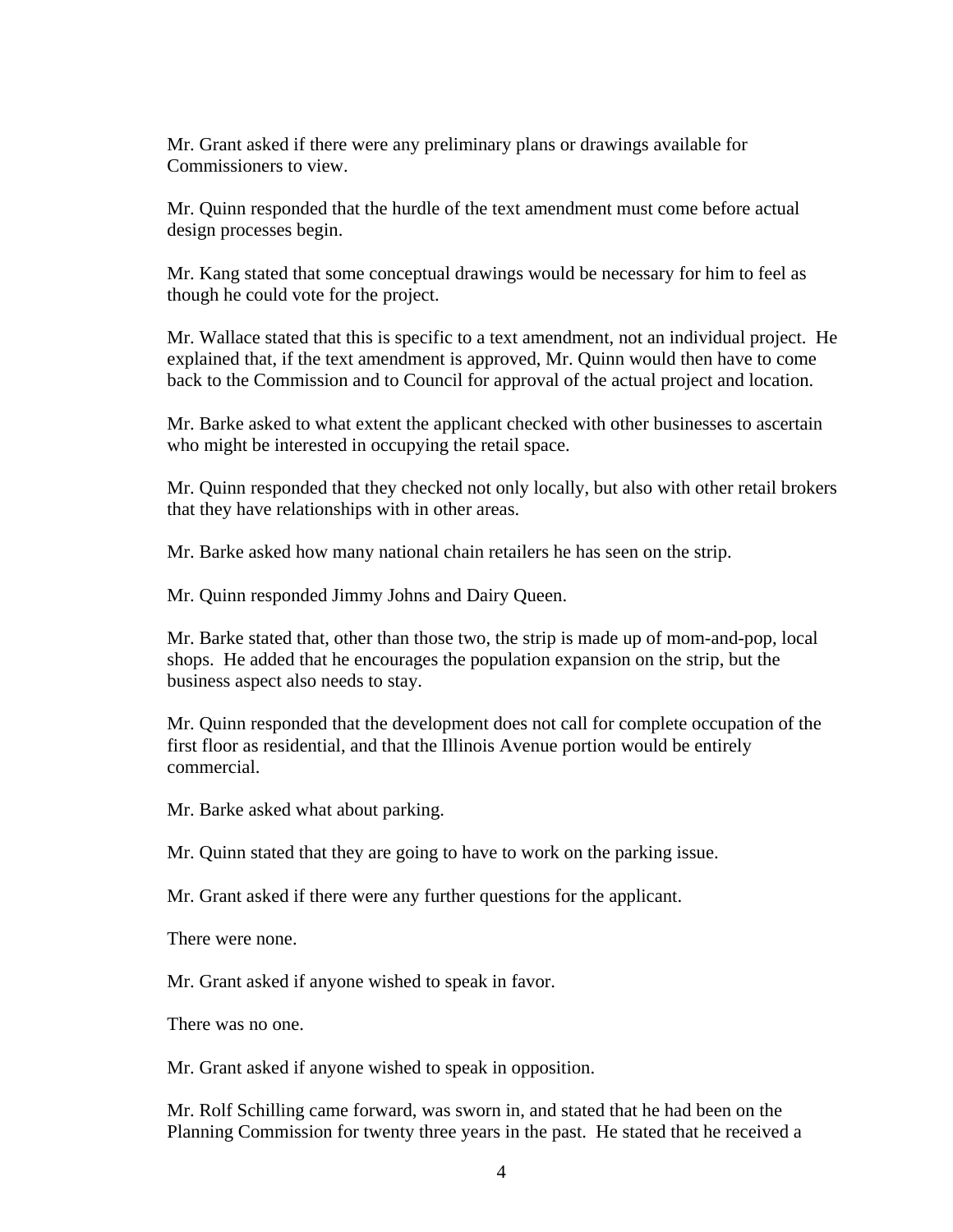Mr. Grant asked if there were any preliminary plans or drawings available for Commissioners to view.

Mr. Quinn responded that the hurdle of the text amendment must come before actual design processes begin.

Mr. Kang stated that some conceptual drawings would be necessary for him to feel as though he could vote for the project.

Mr. Wallace stated that this is specific to a text amendment, not an individual project. He explained that, if the text amendment is approved, Mr. Quinn would then have to come back to the Commission and to Council for approval of the actual project and location.

Mr. Barke asked to what extent the applicant checked with other businesses to ascertain who might be interested in occupying the retail space.

Mr. Quinn responded that they checked not only locally, but also with other retail brokers that they have relationships with in other areas.

Mr. Barke asked how many national chain retailers he has seen on the strip.

Mr. Quinn responded Jimmy Johns and Dairy Queen.

Mr. Barke stated that, other than those two, the strip is made up of mom-and-pop, local shops. He added that he encourages the population expansion on the strip, but the business aspect also needs to stay.

Mr. Quinn responded that the development does not call for complete occupation of the first floor as residential, and that the Illinois Avenue portion would be entirely commercial.

Mr. Barke asked what about parking.

Mr. Quinn stated that they are going to have to work on the parking issue.

Mr. Grant asked if there were any further questions for the applicant.

There were none.

Mr. Grant asked if anyone wished to speak in favor.

There was no one.

Mr. Grant asked if anyone wished to speak in opposition.

Mr. Rolf Schilling came forward, was sworn in, and stated that he had been on the Planning Commission for twenty three years in the past. He stated that he received a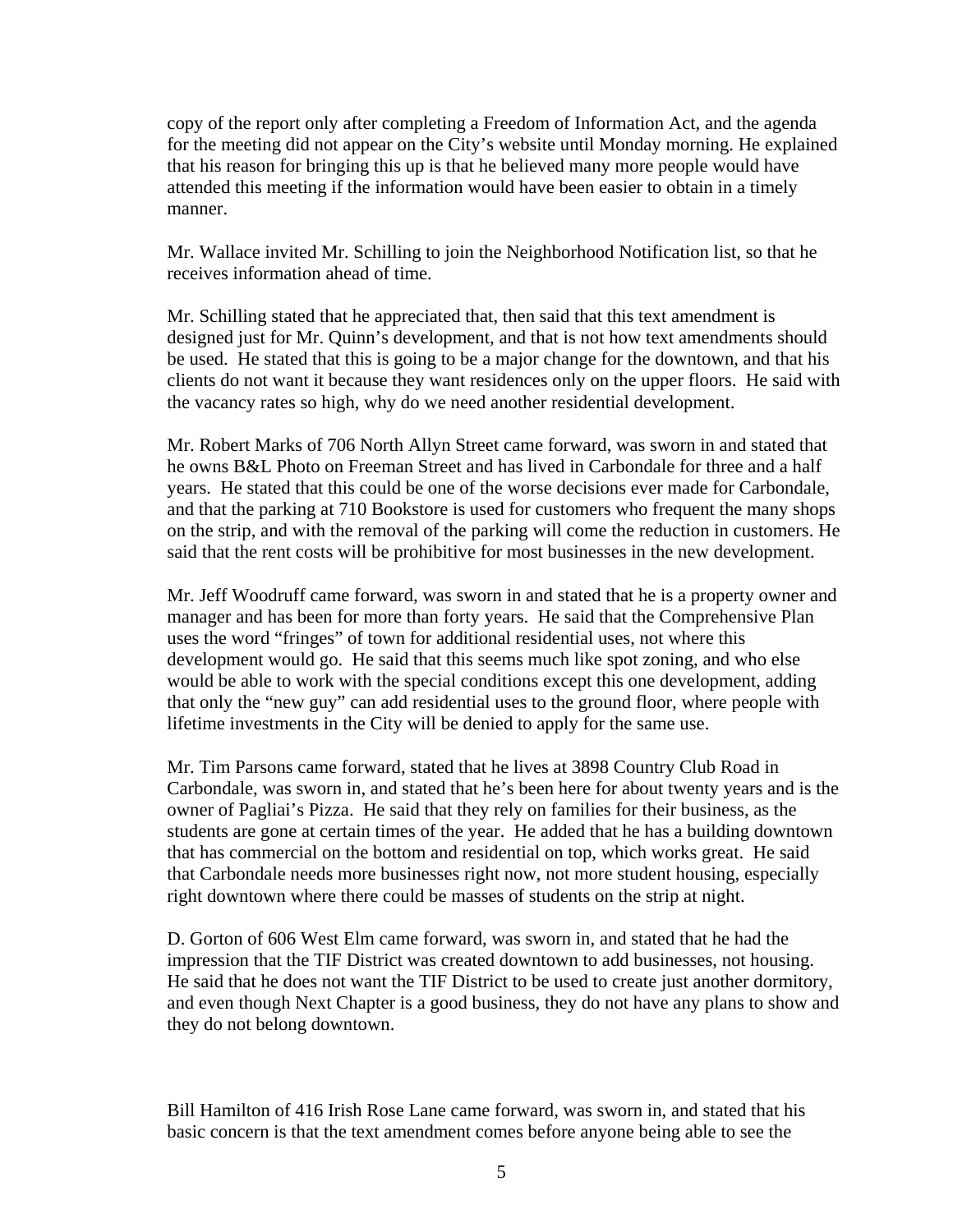copy of the report only after completing a Freedom of Information Act, and the agenda for the meeting did not appear on the City's website until Monday morning. He explained that his reason for bringing this up is that he believed many more people would have attended this meeting if the information would have been easier to obtain in a timely manner.

Mr. Wallace invited Mr. Schilling to join the Neighborhood Notification list, so that he receives information ahead of time.

Mr. Schilling stated that he appreciated that, then said that this text amendment is designed just for Mr. Quinn's development, and that is not how text amendments should be used. He stated that this is going to be a major change for the downtown, and that his clients do not want it because they want residences only on the upper floors. He said with the vacancy rates so high, why do we need another residential development.

Mr. Robert Marks of 706 North Allyn Street came forward, was sworn in and stated that he owns B&L Photo on Freeman Street and has lived in Carbondale for three and a half years. He stated that this could be one of the worse decisions ever made for Carbondale, and that the parking at 710 Bookstore is used for customers who frequent the many shops on the strip, and with the removal of the parking will come the reduction in customers. He said that the rent costs will be prohibitive for most businesses in the new development.

Mr. Jeff Woodruff came forward, was sworn in and stated that he is a property owner and manager and has been for more than forty years. He said that the Comprehensive Plan uses the word "fringes" of town for additional residential uses, not where this development would go. He said that this seems much like spot zoning, and who else would be able to work with the special conditions except this one development, adding that only the "new guy" can add residential uses to the ground floor, where people with lifetime investments in the City will be denied to apply for the same use.

Mr. Tim Parsons came forward, stated that he lives at 3898 Country Club Road in Carbondale, was sworn in, and stated that he's been here for about twenty years and is the owner of Pagliai's Pizza. He said that they rely on families for their business, as the students are gone at certain times of the year. He added that he has a building downtown that has commercial on the bottom and residential on top, which works great. He said that Carbondale needs more businesses right now, not more student housing, especially right downtown where there could be masses of students on the strip at night.

D. Gorton of 606 West Elm came forward, was sworn in, and stated that he had the impression that the TIF District was created downtown to add businesses, not housing. He said that he does not want the TIF District to be used to create just another dormitory, and even though Next Chapter is a good business, they do not have any plans to show and they do not belong downtown.

Bill Hamilton of 416 Irish Rose Lane came forward, was sworn in, and stated that his basic concern is that the text amendment comes before anyone being able to see the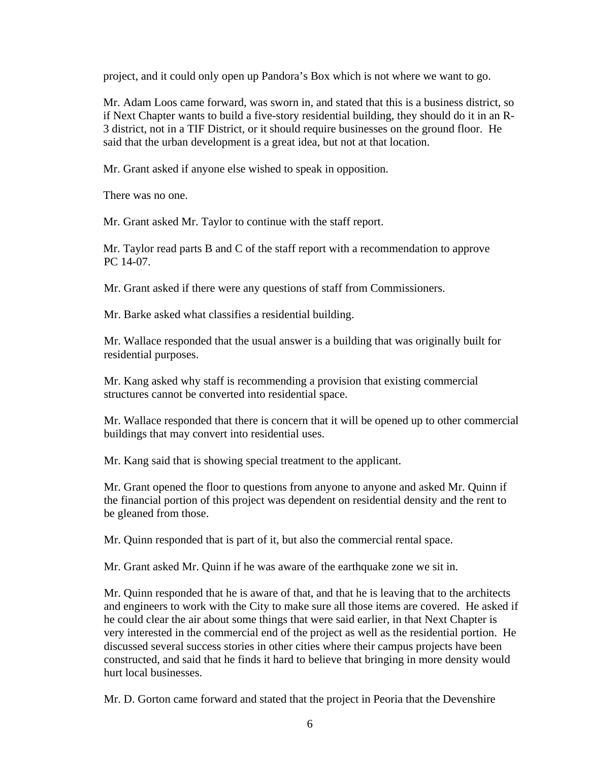project, and it could only open up Pandora's Box which is not where we want to go.

Mr. Adam Loos came forward, was sworn in, and stated that this is a business district, so if Next Chapter wants to build a five-story residential building, they should do it in an R-3 district, not in a TIF District, or it should require businesses on the ground floor. He said that the urban development is a great idea, but not at that location.

Mr. Grant asked if anyone else wished to speak in opposition.

There was no one.

Mr. Grant asked Mr. Taylor to continue with the staff report.

Mr. Taylor read parts B and C of the staff report with a recommendation to approve PC 14-07.

Mr. Grant asked if there were any questions of staff from Commissioners.

Mr. Barke asked what classifies a residential building.

Mr. Wallace responded that the usual answer is a building that was originally built for residential purposes.

Mr. Kang asked why staff is recommending a provision that existing commercial structures cannot be converted into residential space.

Mr. Wallace responded that there is concern that it will be opened up to other commercial buildings that may convert into residential uses.

Mr. Kang said that is showing special treatment to the applicant.

Mr. Grant opened the floor to questions from anyone to anyone and asked Mr. Quinn if the financial portion of this project was dependent on residential density and the rent to be gleaned from those.

Mr. Quinn responded that is part of it, but also the commercial rental space.

Mr. Grant asked Mr. Quinn if he was aware of the earthquake zone we sit in.

Mr. Quinn responded that he is aware of that, and that he is leaving that to the architects and engineers to work with the City to make sure all those items are covered. He asked if he could clear the air about some things that were said earlier, in that Next Chapter is very interested in the commercial end of the project as well as the residential portion. He discussed several success stories in other cities where their campus projects have been constructed, and said that he finds it hard to believe that bringing in more density would hurt local businesses.

Mr. D. Gorton came forward and stated that the project in Peoria that the Devenshire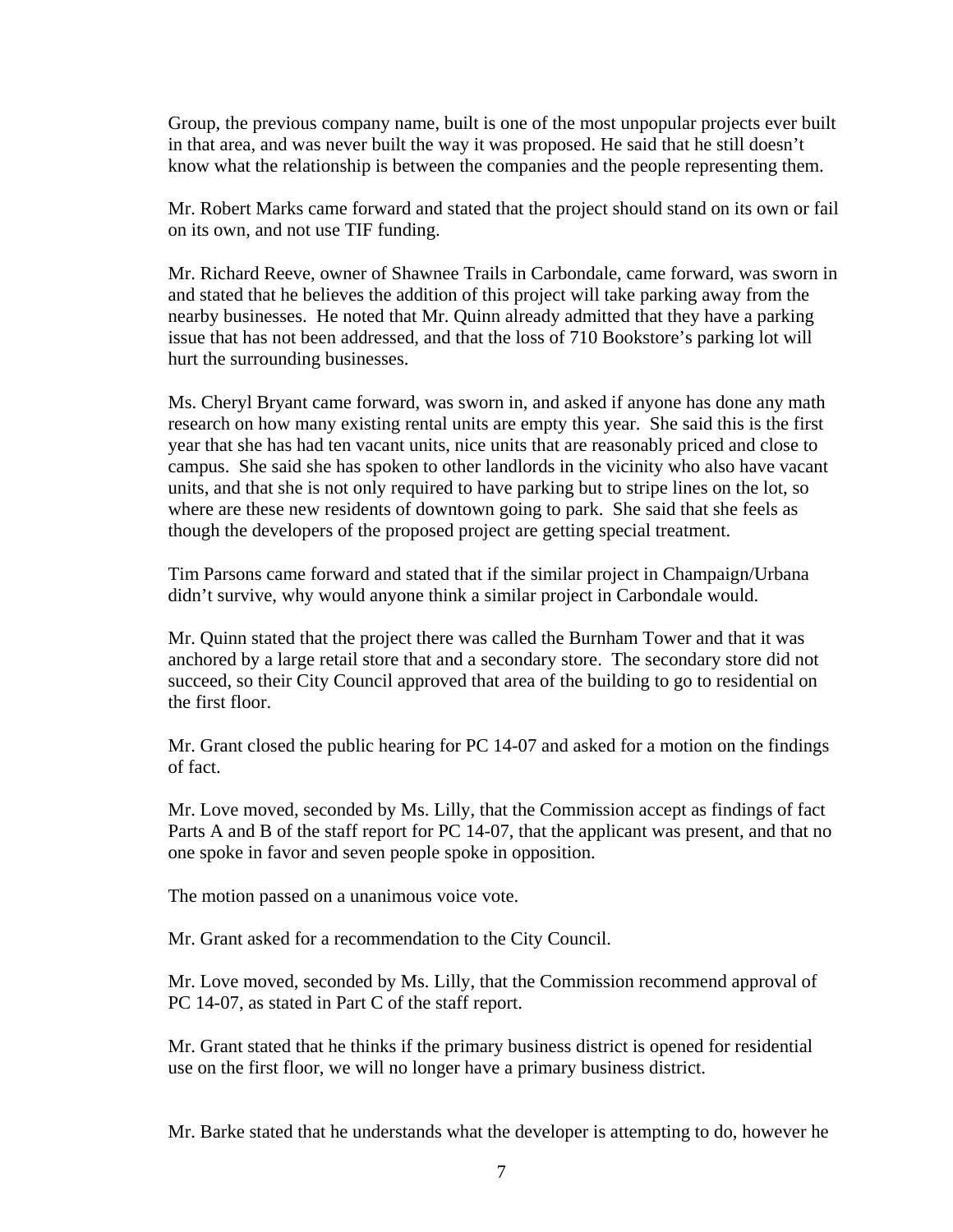Group, the previous company name, built is one of the most unpopular projects ever built in that area, and was never built the way it was proposed. He said that he still doesn't know what the relationship is between the companies and the people representing them.

Mr. Robert Marks came forward and stated that the project should stand on its own or fail on its own, and not use TIF funding.

Mr. Richard Reeve, owner of Shawnee Trails in Carbondale, came forward, was sworn in and stated that he believes the addition of this project will take parking away from the nearby businesses. He noted that Mr. Quinn already admitted that they have a parking issue that has not been addressed, and that the loss of 710 Bookstore's parking lot will hurt the surrounding businesses.

Ms. Cheryl Bryant came forward, was sworn in, and asked if anyone has done any math research on how many existing rental units are empty this year. She said this is the first year that she has had ten vacant units, nice units that are reasonably priced and close to campus. She said she has spoken to other landlords in the vicinity who also have vacant units, and that she is not only required to have parking but to stripe lines on the lot, so where are these new residents of downtown going to park. She said that she feels as though the developers of the proposed project are getting special treatment.

Tim Parsons came forward and stated that if the similar project in Champaign/Urbana didn't survive, why would anyone think a similar project in Carbondale would.

Mr. Quinn stated that the project there was called the Burnham Tower and that it was anchored by a large retail store that and a secondary store. The secondary store did not succeed, so their City Council approved that area of the building to go to residential on the first floor.

Mr. Grant closed the public hearing for PC 14-07 and asked for a motion on the findings of fact.

Mr. Love moved, seconded by Ms. Lilly, that the Commission accept as findings of fact Parts A and B of the staff report for PC 14-07, that the applicant was present, and that no one spoke in favor and seven people spoke in opposition.

The motion passed on a unanimous voice vote.

Mr. Grant asked for a recommendation to the City Council.

Mr. Love moved, seconded by Ms. Lilly, that the Commission recommend approval of PC 14-07, as stated in Part C of the staff report.

Mr. Grant stated that he thinks if the primary business district is opened for residential use on the first floor, we will no longer have a primary business district.

Mr. Barke stated that he understands what the developer is attempting to do, however he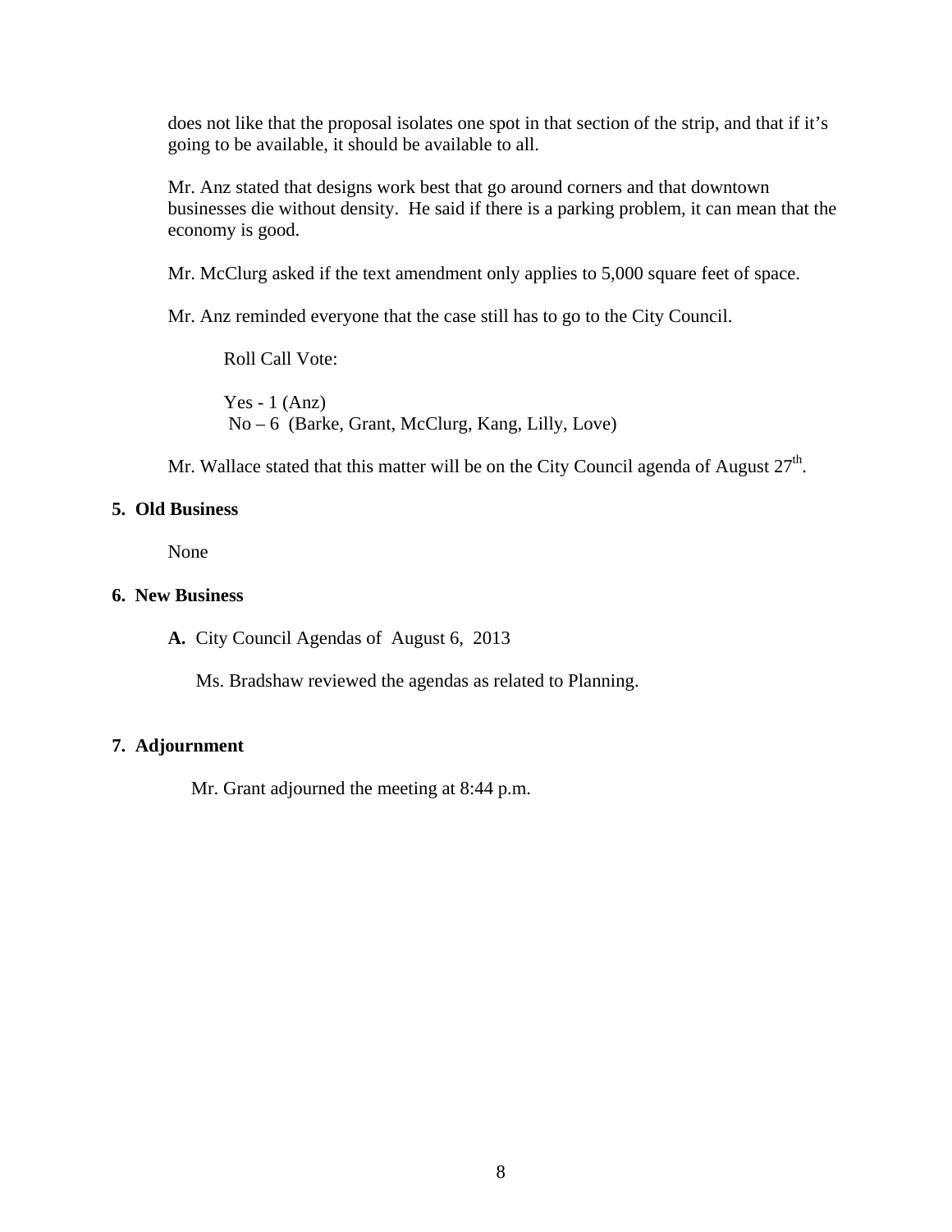does not like that the proposal isolates one spot in that section of the strip, and that if it's going to be available, it should be available to all.

Mr. Anz stated that designs work best that go around corners and that downtown businesses die without density. He said if there is a parking problem, it can mean that the economy is good.

Mr. McClurg asked if the text amendment only applies to 5,000 square feet of space.

Mr. Anz reminded everyone that the case still has to go to the City Council.

Roll Call Vote:

Yes - 1 (Anz)
No – 6 (Barke, Grant, McClurg, Kang, Lilly, Love)

Mr. Wallace stated that this matter will be on the City Council agenda of August 27th.

## 5. Old Business

None

## 6. New Business

**A.** City Council Agendas of August 6, 2013

Ms. Bradshaw reviewed the agendas as related to Planning.

## 7. Adjournment

Mr. Grant adjourned the meeting at 8:44 p.m.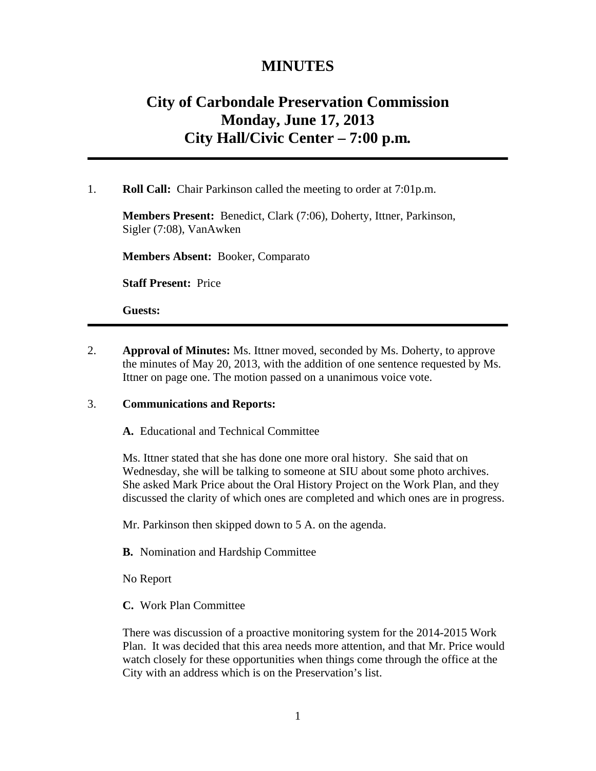# MINUTES

## City of Carbondale Preservation Commission
## Monday, June 17, 2013
## City Hall/Civic Center – 7:00 p.m.

---

1. **Roll Call:** Chair Parkinson called the meeting to order at 7:01p.m.

   **Members Present:** Benedict, Clark (7:06), Doherty, Ittner, Parkinson, Sigler (7:08), VanAwken

   **Members Absent:** Booker, Comparato

   **Staff Present:** Price

   **Guests:**

---

2. **Approval of Minutes:** Ms. Ittner moved, seconded by Ms. Doherty, to approve the minutes of May 20, 2013, with the addition of one sentence requested by Ms. Ittner on page one. The motion passed on a unanimous voice vote.

3. **Communications and Reports:**

   **A.** Educational and Technical Committee

   Ms. Ittner stated that she has done one more oral history. She said that on Wednesday, she will be talking to someone at SIU about some photo archives. She asked Mark Price about the Oral History Project on the Work Plan, and they discussed the clarity of which ones are completed and which ones are in progress.

   Mr. Parkinson then skipped down to 5 A. on the agenda.

   **B.** Nomination and Hardship Committee

   No Report

   **C.** Work Plan Committee

   There was discussion of a proactive monitoring system for the 2014-2015 Work Plan. It was decided that this area needs more attention, and that Mr. Price would watch closely for these opportunities when things come through the office at the City with an address which is on the Preservation's list.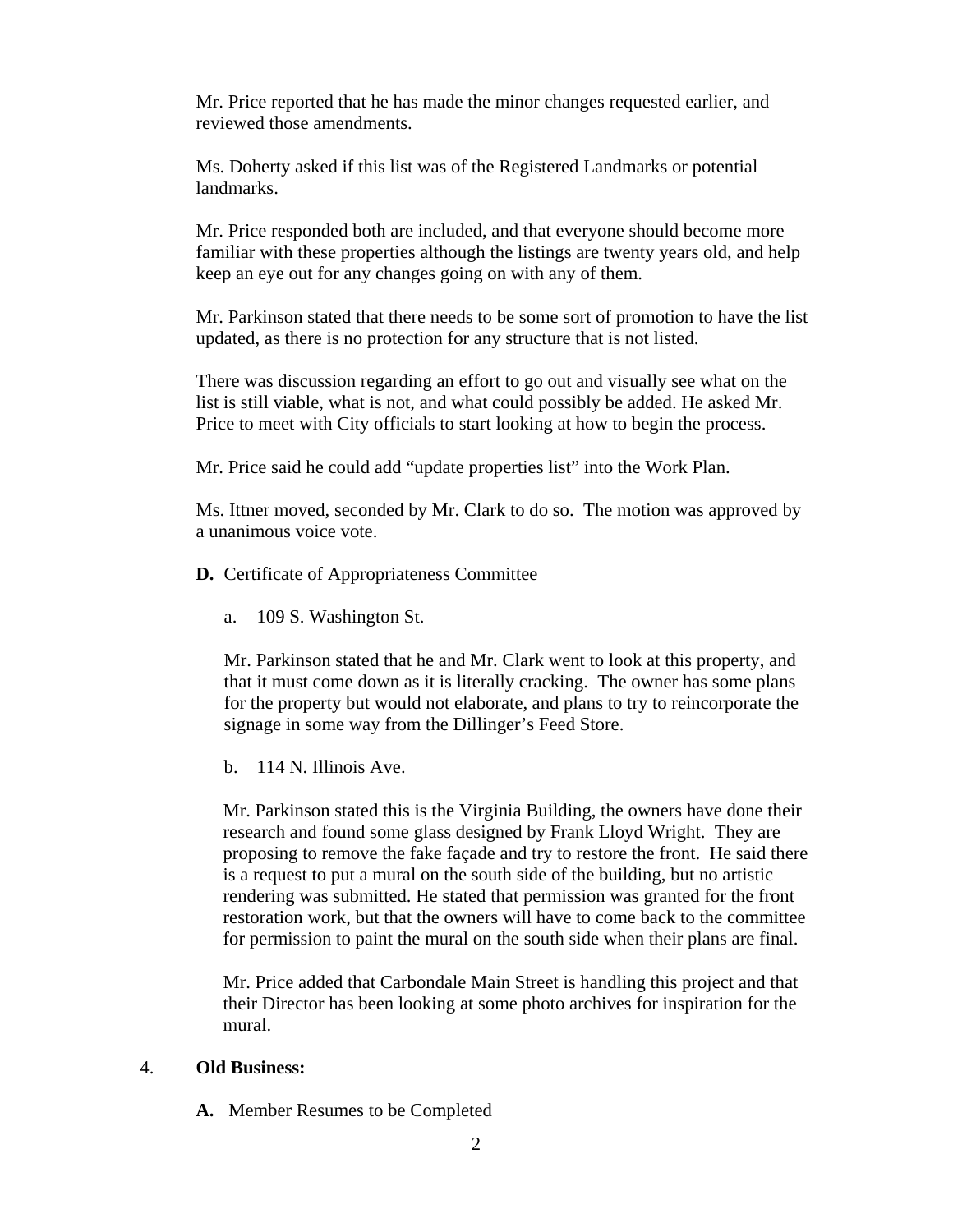Mr. Price reported that he has made the minor changes requested earlier, and reviewed those amendments.

Ms. Doherty asked if this list was of the Registered Landmarks or potential landmarks.

Mr. Price responded both are included, and that everyone should become more familiar with these properties although the listings are twenty years old, and help keep an eye out for any changes going on with any of them.

Mr. Parkinson stated that there needs to be some sort of promotion to have the list updated, as there is no protection for any structure that is not listed.

There was discussion regarding an effort to go out and visually see what on the list is still viable, what is not, and what could possibly be added. He asked Mr. Price to meet with City officials to start looking at how to begin the process.

Mr. Price said he could add "update properties list" into the Work Plan.

Ms. Ittner moved, seconded by Mr. Clark to do so. The motion was approved by a unanimous voice vote.

**D.** Certificate of Appropriateness Committee

a. 109 S. Washington St.

Mr. Parkinson stated that he and Mr. Clark went to look at this property, and that it must come down as it is literally cracking. The owner has some plans for the property but would not elaborate, and plans to try to reincorporate the signage in some way from the Dillinger's Feed Store.

b. 114 N. Illinois Ave.

Mr. Parkinson stated this is the Virginia Building, the owners have done their research and found some glass designed by Frank Lloyd Wright. They are proposing to remove the fake façade and try to restore the front. He said there is a request to put a mural on the south side of the building, but no artistic rendering was submitted. He stated that permission was granted for the front restoration work, but that the owners will have to come back to the committee for permission to paint the mural on the south side when their plans are final.

Mr. Price added that Carbondale Main Street is handling this project and that their Director has been looking at some photo archives for inspiration for the mural.

4. **Old Business:**

**A.** Member Resumes to be Completed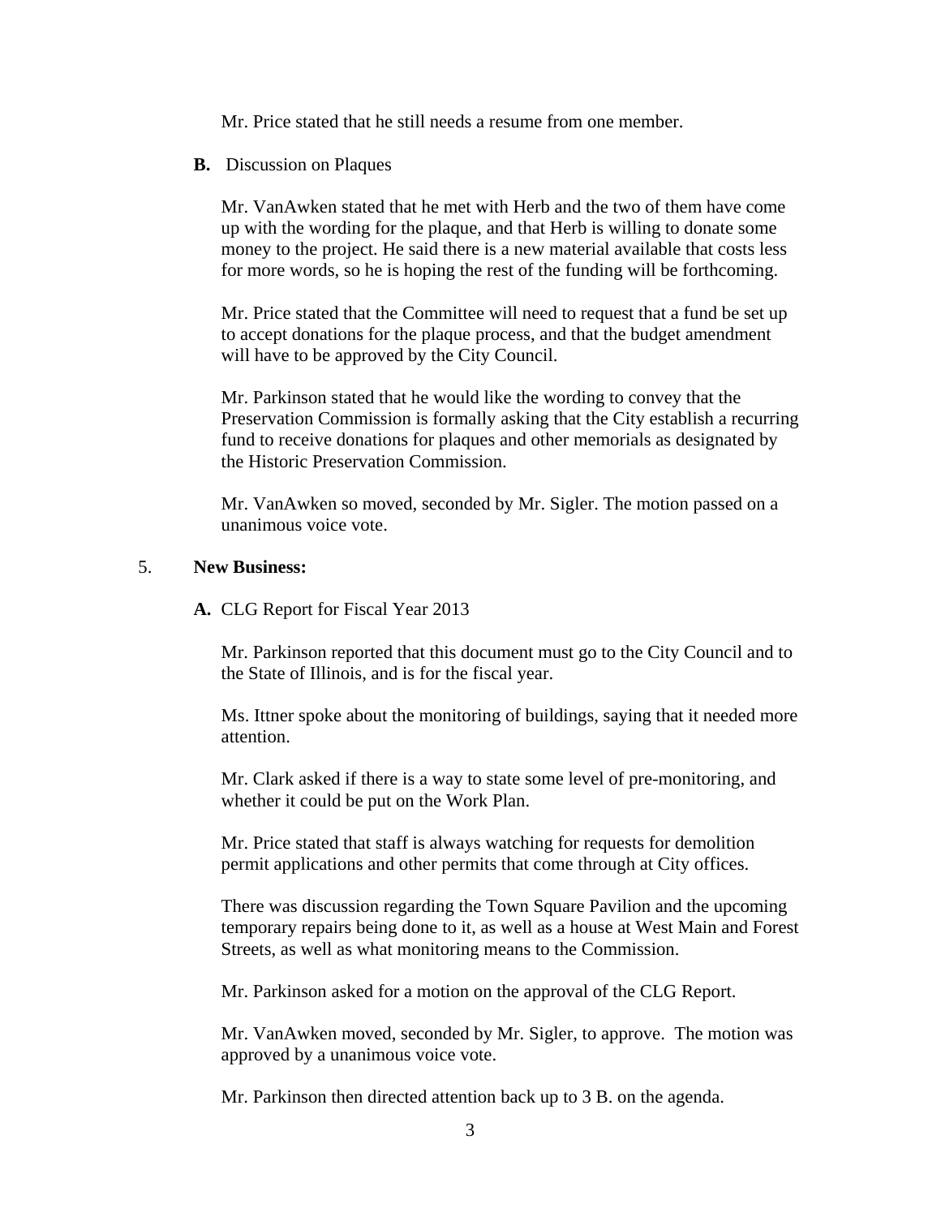Mr. Price stated that he still needs a resume from one member.

**B.** Discussion on Plaques

Mr. VanAwken stated that he met with Herb and the two of them have come up with the wording for the plaque, and that Herb is willing to donate some money to the project. He said there is a new material available that costs less for more words, so he is hoping the rest of the funding will be forthcoming.

Mr. Price stated that the Committee will need to request that a fund be set up to accept donations for the plaque process, and that the budget amendment will have to be approved by the City Council.

Mr. Parkinson stated that he would like the wording to convey that the Preservation Commission is formally asking that the City establish a recurring fund to receive donations for plaques and other memorials as designated by the Historic Preservation Commission.

Mr. VanAwken so moved, seconded by Mr. Sigler. The motion passed on a unanimous voice vote.

5. **New Business:**

**A.** CLG Report for Fiscal Year 2013

Mr. Parkinson reported that this document must go to the City Council and to the State of Illinois, and is for the fiscal year.

Ms. Ittner spoke about the monitoring of buildings, saying that it needed more attention.

Mr. Clark asked if there is a way to state some level of pre-monitoring, and whether it could be put on the Work Plan.

Mr. Price stated that staff is always watching for requests for demolition permit applications and other permits that come through at City offices.

There was discussion regarding the Town Square Pavilion and the upcoming temporary repairs being done to it, as well as a house at West Main and Forest Streets, as well as what monitoring means to the Commission.

Mr. Parkinson asked for a motion on the approval of the CLG Report.

Mr. VanAwken moved, seconded by Mr. Sigler, to approve. The motion was approved by a unanimous voice vote.

Mr. Parkinson then directed attention back up to 3 B. on the agenda.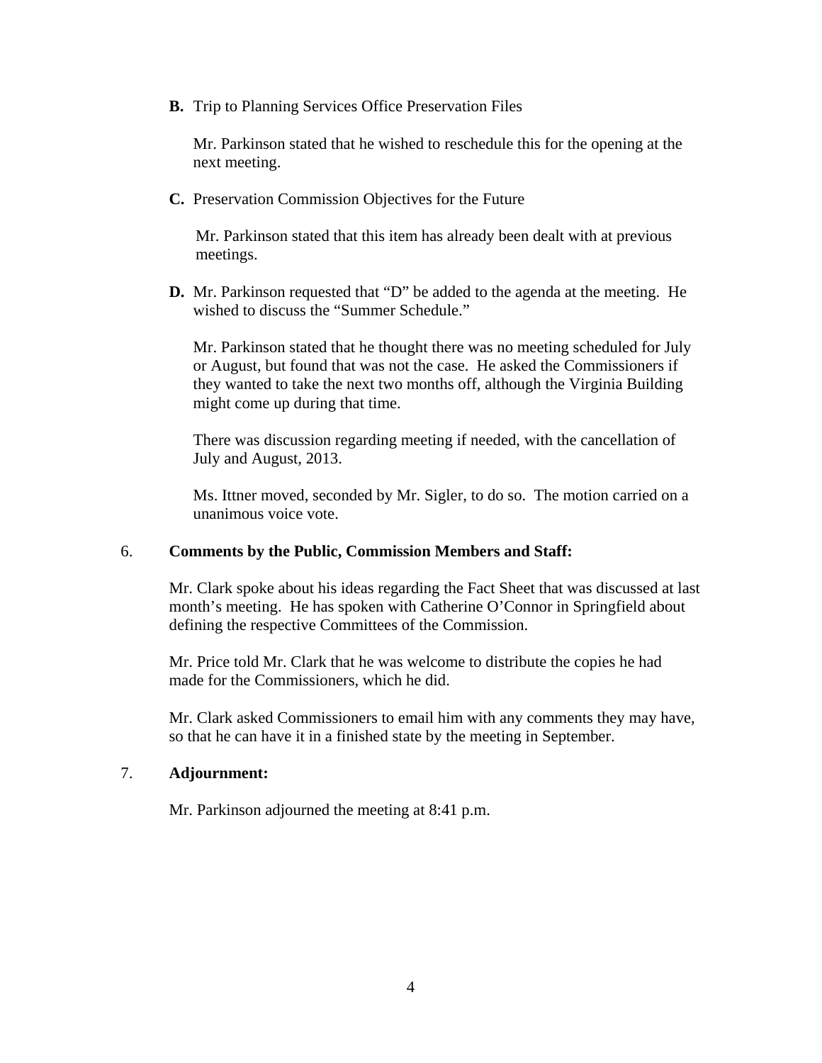**B.** Trip to Planning Services Office Preservation Files

Mr. Parkinson stated that he wished to reschedule this for the opening at the next meeting.

**C.** Preservation Commission Objectives for the Future

Mr. Parkinson stated that this item has already been dealt with at previous meetings.

**D.** Mr. Parkinson requested that "D" be added to the agenda at the meeting. He wished to discuss the "Summer Schedule."

Mr. Parkinson stated that he thought there was no meeting scheduled for July or August, but found that was not the case. He asked the Commissioners if they wanted to take the next two months off, although the Virginia Building might come up during that time.

There was discussion regarding meeting if needed, with the cancellation of July and August, 2013.

Ms. Ittner moved, seconded by Mr. Sigler, to do so. The motion carried on a unanimous voice vote.

6. **Comments by the Public, Commission Members and Staff:**

Mr. Clark spoke about his ideas regarding the Fact Sheet that was discussed at last month's meeting. He has spoken with Catherine O'Connor in Springfield about defining the respective Committees of the Commission.

Mr. Price told Mr. Clark that he was welcome to distribute the copies he had made for the Commissioners, which he did.

Mr. Clark asked Commissioners to email him with any comments they may have, so that he can have it in a finished state by the meeting in September.

7. **Adjournment:**

Mr. Parkinson adjourned the meeting at 8:41 p.m.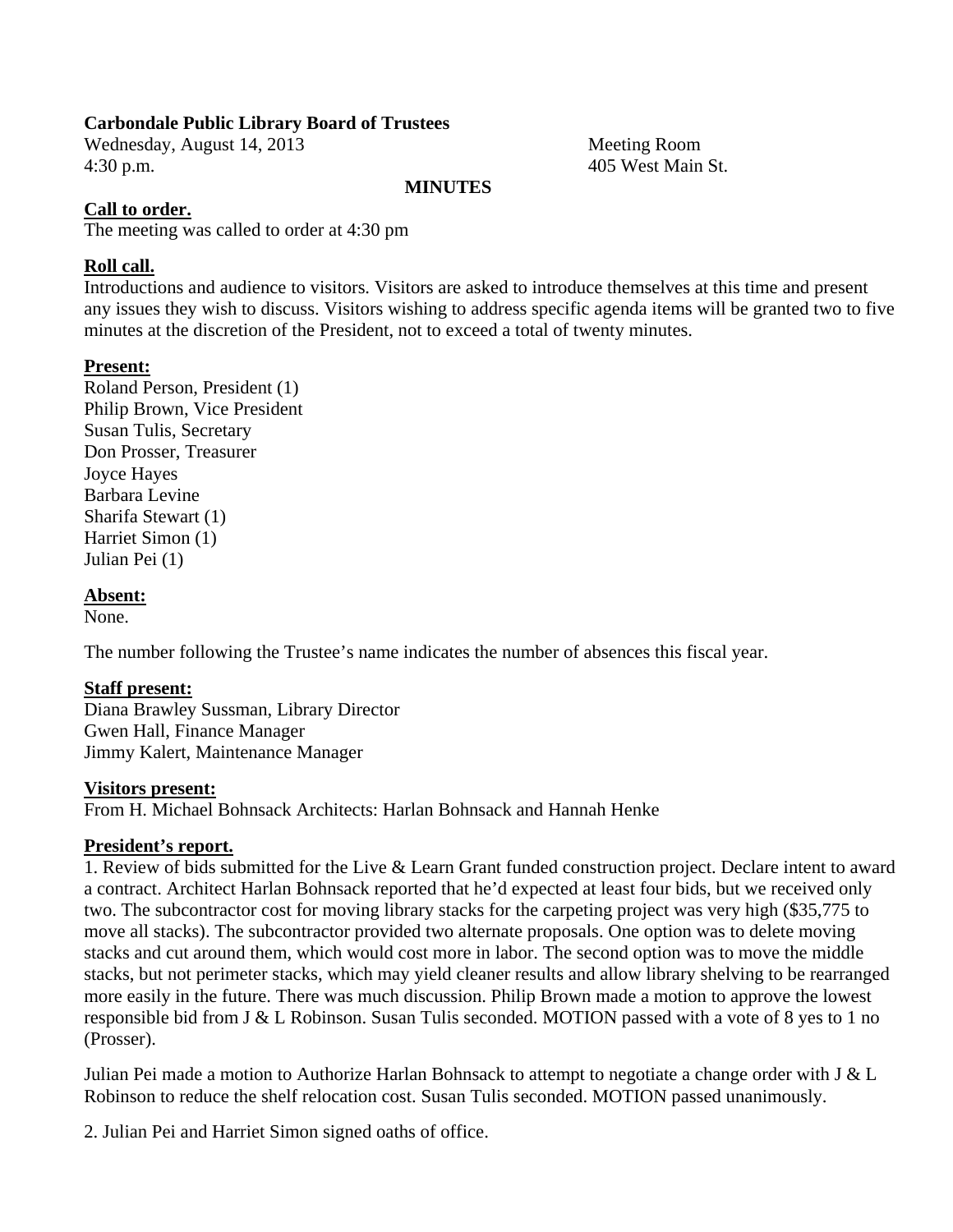**Carbondale Public Library Board of Trustees**

Wednesday, August 14, 2013
4:30 p.m.

Meeting Room
405 West Main St.

**MINUTES**

**Call to order.**

The meeting was called to order at 4:30 pm

**Roll call.**

Introductions and audience to visitors. Visitors are asked to introduce themselves at this time and present any issues they wish to discuss. Visitors wishing to address specific agenda items will be granted two to five minutes at the discretion of the President, not to exceed a total of twenty minutes.

**Present:**

Roland Person, President (1)
Philip Brown, Vice President
Susan Tulis, Secretary
Don Prosser, Treasurer
Joyce Hayes
Barbara Levine
Sharifa Stewart (1)
Harriet Simon (1)
Julian Pei (1)

**Absent:**

None.

The number following the Trustee's name indicates the number of absences this fiscal year.

**Staff present:**

Diana Brawley Sussman, Library Director
Gwen Hall, Finance Manager
Jimmy Kalert, Maintenance Manager

**Visitors present:**

From H. Michael Bohnsack Architects: Harlan Bohnsack and Hannah Henke

**President's report.**

1. Review of bids submitted for the Live & Learn Grant funded construction project. Declare intent to award a contract. Architect Harlan Bohnsack reported that he'd expected at least four bids, but we received only two. The subcontractor cost for moving library stacks for the carpeting project was very high ($35,775 to move all stacks). The subcontractor provided two alternate proposals. One option was to delete moving stacks and cut around them, which would cost more in labor. The second option was to move the middle stacks, but not perimeter stacks, which may yield cleaner results and allow library shelving to be rearranged more easily in the future. There was much discussion. Philip Brown made a motion to approve the lowest responsible bid from J & L Robinson. Susan Tulis seconded. MOTION passed with a vote of 8 yes to 1 no (Prosser).

Julian Pei made a motion to Authorize Harlan Bohnsack to attempt to negotiate a change order with J & L Robinson to reduce the shelf relocation cost. Susan Tulis seconded. MOTION passed unanimously.

2. Julian Pei and Harriet Simon signed oaths of office.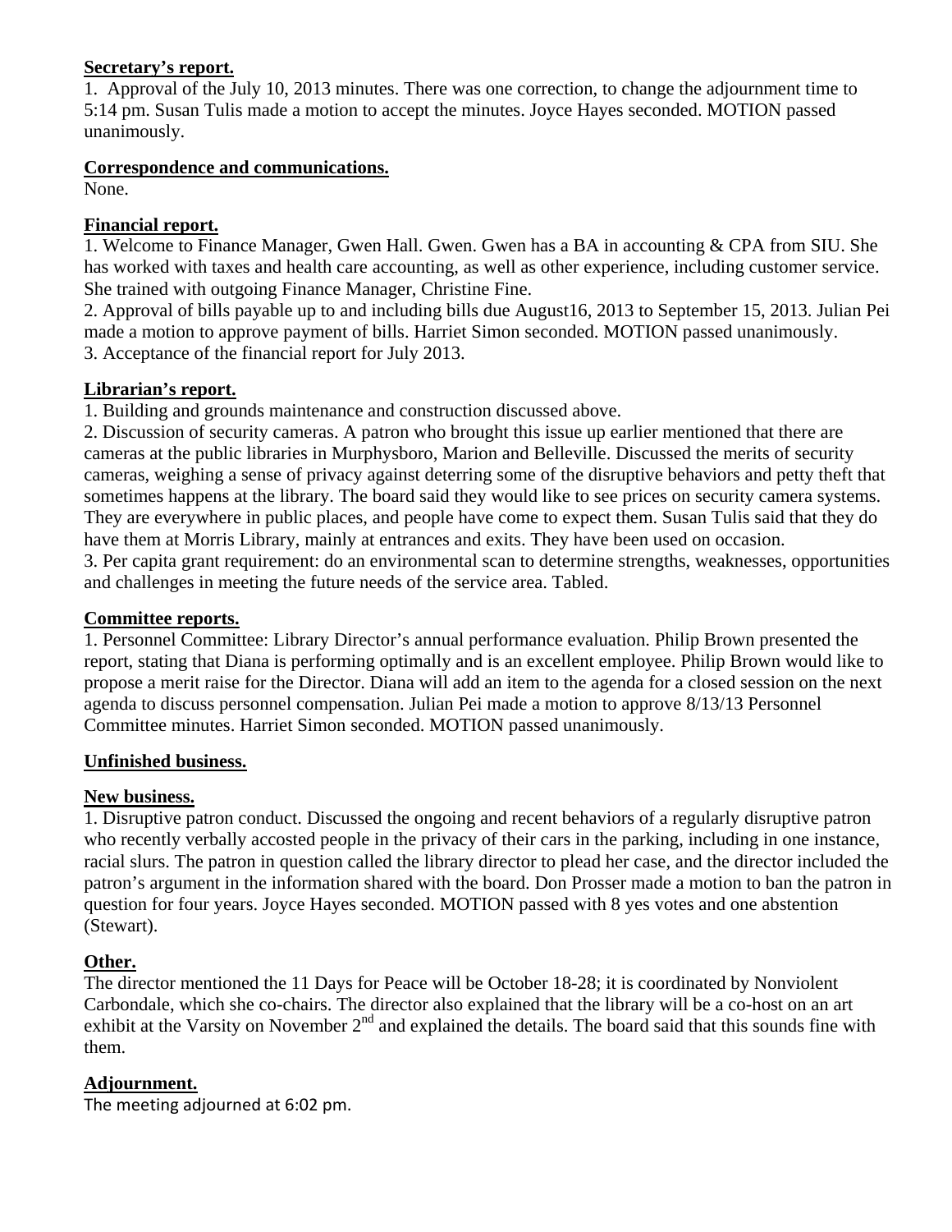**Secretary's report.**

1. Approval of the July 10, 2013 minutes. There was one correction, to change the adjournment time to 5:14 pm. Susan Tulis made a motion to accept the minutes. Joyce Hayes seconded. MOTION passed unanimously.

**Correspondence and communications.**

None.

**Financial report.**

1. Welcome to Finance Manager, Gwen Hall. Gwen. Gwen has a BA in accounting & CPA from SIU. She has worked with taxes and health care accounting, as well as other experience, including customer service. She trained with outgoing Finance Manager, Christine Fine.
2. Approval of bills payable up to and including bills due August16, 2013 to September 15, 2013. Julian Pei made a motion to approve payment of bills. Harriet Simon seconded. MOTION passed unanimously.
3. Acceptance of the financial report for July 2013.

**Librarian's report.**

1. Building and grounds maintenance and construction discussed above.
2. Discussion of security cameras. A patron who brought this issue up earlier mentioned that there are cameras at the public libraries in Murphysboro, Marion and Belleville. Discussed the merits of security cameras, weighing a sense of privacy against deterring some of the disruptive behaviors and petty theft that sometimes happens at the library. The board said they would like to see prices on security camera systems. They are everywhere in public places, and people have come to expect them. Susan Tulis said that they do have them at Morris Library, mainly at entrances and exits. They have been used on occasion.
3. Per capita grant requirement: do an environmental scan to determine strengths, weaknesses, opportunities and challenges in meeting the future needs of the service area. Tabled.

**Committee reports.**

1. Personnel Committee: Library Director's annual performance evaluation. Philip Brown presented the report, stating that Diana is performing optimally and is an excellent employee. Philip Brown would like to propose a merit raise for the Director. Diana will add an item to the agenda for a closed session on the next agenda to discuss personnel compensation. Julian Pei made a motion to approve 8/13/13 Personnel Committee minutes. Harriet Simon seconded. MOTION passed unanimously.

**Unfinished business.**

**New business.**

1. Disruptive patron conduct. Discussed the ongoing and recent behaviors of a regularly disruptive patron who recently verbally accosted people in the privacy of their cars in the parking, including in one instance, racial slurs. The patron in question called the library director to plead her case, and the director included the patron's argument in the information shared with the board. Don Prosser made a motion to ban the patron in question for four years. Joyce Hayes seconded. MOTION passed with 8 yes votes and one abstention (Stewart).

**Other.**

The director mentioned the 11 Days for Peace will be October 18-28; it is coordinated by Nonviolent Carbondale, which she co-chairs. The director also explained that the library will be a co-host on an art exhibit at the Varsity on November 2nd and explained the details. The board said that this sounds fine with them.

**Adjournment.**

The meeting adjourned at 6:02 pm.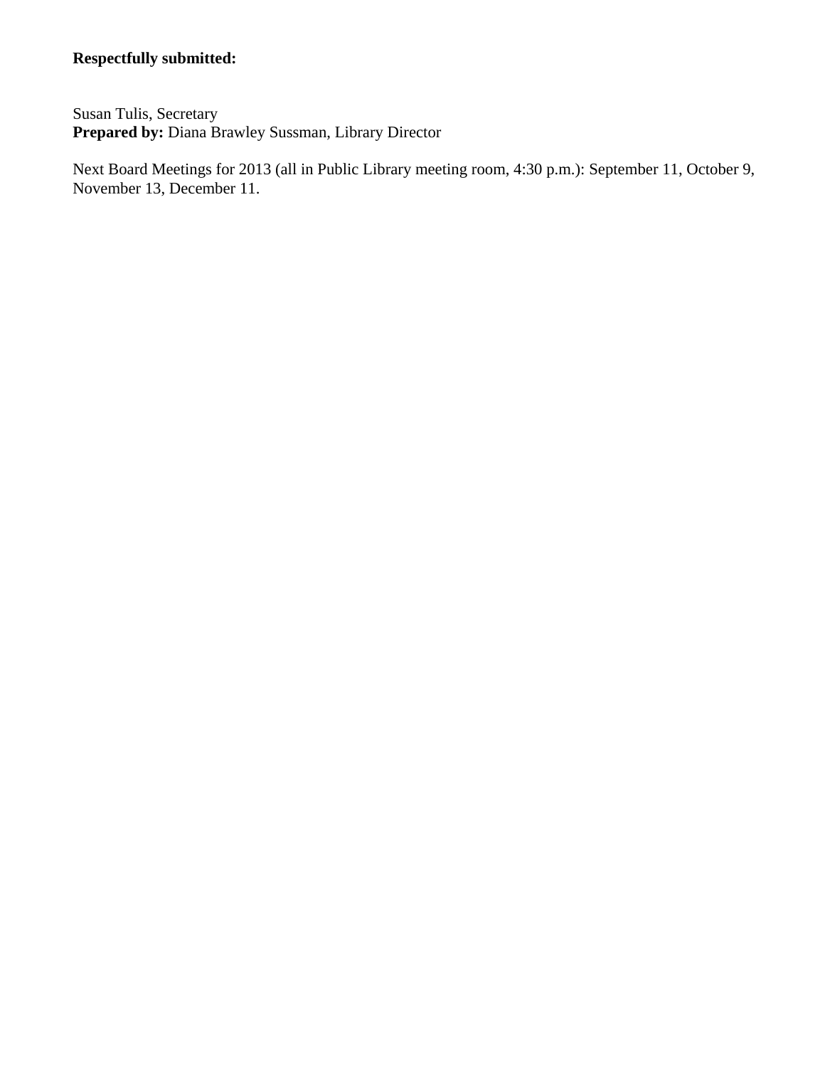**Respectfully submitted:**

Susan Tulis, Secretary
**Prepared by:** Diana Brawley Sussman, Library Director

Next Board Meetings for 2013 (all in Public Library meeting room, 4:30 p.m.): September 11, October 9, November 13, December 11.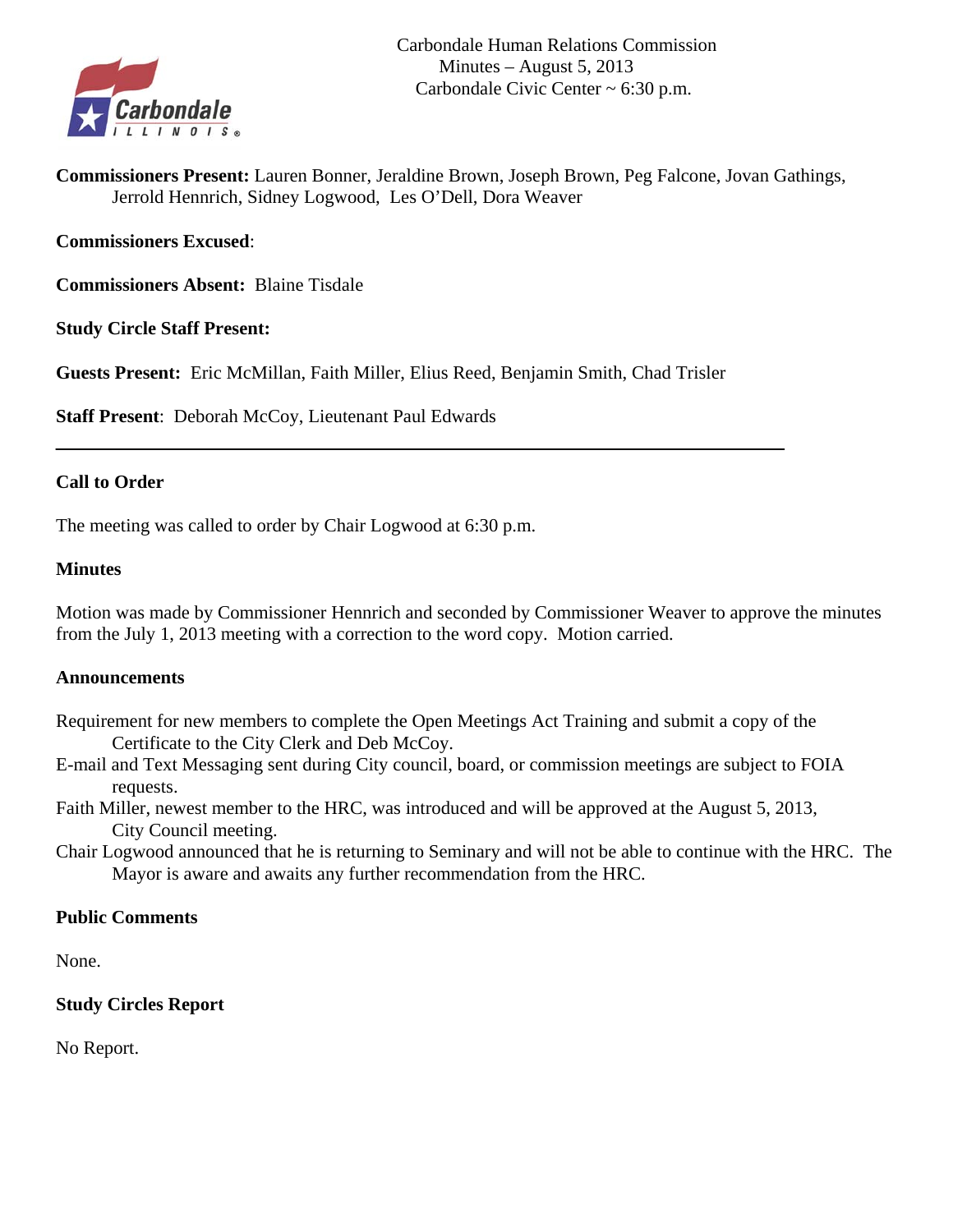Carbondale Human Relations Commission
Minutes – August 5, 2013
Carbondale Civic Center ~ 6:30 p.m.

**Commissioners Present:** Lauren Bonner, Jeraldine Brown, Joseph Brown, Peg Falcone, Jovan Gathings, Jerrold Hennrich, Sidney Logwood, Les O'Dell, Dora Weaver

**Commissioners Excused**:

**Commissioners Absent:** Blaine Tisdale

**Study Circle Staff Present:**

**Guests Present:** Eric McMillan, Faith Miller, Elius Reed, Benjamin Smith, Chad Trisler

**Staff Present**: Deborah McCoy, Lieutenant Paul Edwards

---

### Call to Order

The meeting was called to order by Chair Logwood at 6:30 p.m.

### Minutes

Motion was made by Commissioner Hennrich and seconded by Commissioner Weaver to approve the minutes from the July 1, 2013 meeting with a correction to the word copy. Motion carried.

### Announcements

Requirement for new members to complete the Open Meetings Act Training and submit a copy of the Certificate to the City Clerk and Deb McCoy.

E-mail and Text Messaging sent during City council, board, or commission meetings are subject to FOIA requests.

Faith Miller, newest member to the HRC, was introduced and will be approved at the August 5, 2013, City Council meeting.

Chair Logwood announced that he is returning to Seminary and will not be able to continue with the HRC. The Mayor is aware and awaits any further recommendation from the HRC.

### Public Comments

None.

### Study Circles Report

No Report.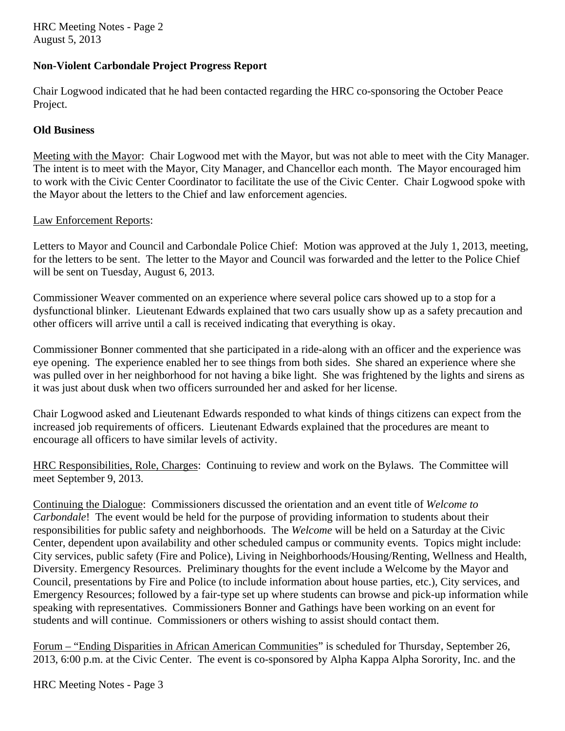### Non-Violent Carbondale Project Progress Report

Chair Logwood indicated that he had been contacted regarding the HRC co-sponsoring the October Peace Project.

### Old Business

<u>Meeting with the Mayor</u>: Chair Logwood met with the Mayor, but was not able to meet with the City Manager. The intent is to meet with the Mayor, City Manager, and Chancellor each month. The Mayor encouraged him to work with the Civic Center Coordinator to facilitate the use of the Civic Center. Chair Logwood spoke with the Mayor about the letters to the Chief and law enforcement agencies.

<u>Law Enforcement Reports</u>:

Letters to Mayor and Council and Carbondale Police Chief: Motion was approved at the July 1, 2013, meeting, for the letters to be sent. The letter to the Mayor and Council was forwarded and the letter to the Police Chief will be sent on Tuesday, August 6, 2013.

Commissioner Weaver commented on an experience where several police cars showed up to a stop for a dysfunctional blinker. Lieutenant Edwards explained that two cars usually show up as a safety precaution and other officers will arrive until a call is received indicating that everything is okay.

Commissioner Bonner commented that she participated in a ride-along with an officer and the experience was eye opening. The experience enabled her to see things from both sides. She shared an experience where she was pulled over in her neighborhood for not having a bike light. She was frightened by the lights and sirens as it was just about dusk when two officers surrounded her and asked for her license.

Chair Logwood asked and Lieutenant Edwards responded to what kinds of things citizens can expect from the increased job requirements of officers. Lieutenant Edwards explained that the procedures are meant to encourage all officers to have similar levels of activity.

<u>HRC Responsibilities, Role, Charges</u>: Continuing to review and work on the Bylaws. The Committee will meet September 9, 2013.

<u>Continuing the Dialogue</u>: Commissioners discussed the orientation and an event title of *Welcome to Carbondale*! The event would be held for the purpose of providing information to students about their responsibilities for public safety and neighborhoods. The *Welcome* will be held on a Saturday at the Civic Center, dependent upon availability and other scheduled campus or community events. Topics might include: City services, public safety (Fire and Police), Living in Neighborhoods/Housing/Renting, Wellness and Health, Diversity. Emergency Resources. Preliminary thoughts for the event include a Welcome by the Mayor and Council, presentations by Fire and Police (to include information about house parties, etc.), City services, and Emergency Resources; followed by a fair-type set up where students can browse and pick-up information while speaking with representatives. Commissioners Bonner and Gathings have been working on an event for students and will continue. Commissioners or others wishing to assist should contact them.

<u>Forum – "Ending Disparities in African American Communities</u>" is scheduled for Thursday, September 26, 2013, 6:00 p.m. at the Civic Center. The event is co-sponsored by Alpha Kappa Alpha Sorority, Inc. and the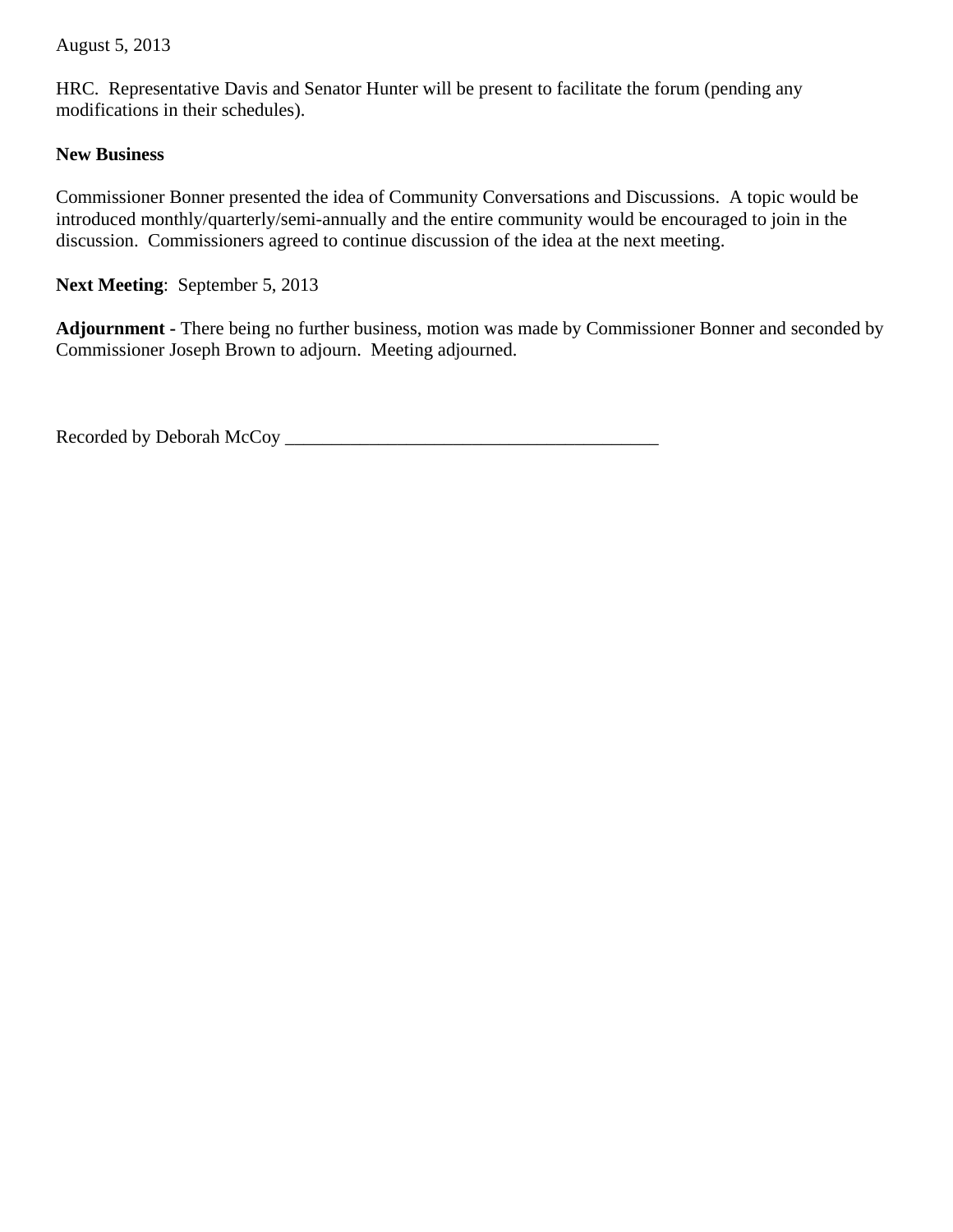August 5, 2013

HRC. Representative Davis and Senator Hunter will be present to facilitate the forum (pending any modifications in their schedules).

**New Business**

Commissioner Bonner presented the idea of Community Conversations and Discussions. A topic would be introduced monthly/quarterly/semi-annually and the entire community would be encouraged to join in the discussion. Commissioners agreed to continue discussion of the idea at the next meeting.

**Next Meeting**: September 5, 2013

**Adjournment -** There being no further business, motion was made by Commissioner Bonner and seconded by Commissioner Joseph Brown to adjourn. Meeting adjourned.

Recorded by Deborah McCoy ________________________________________